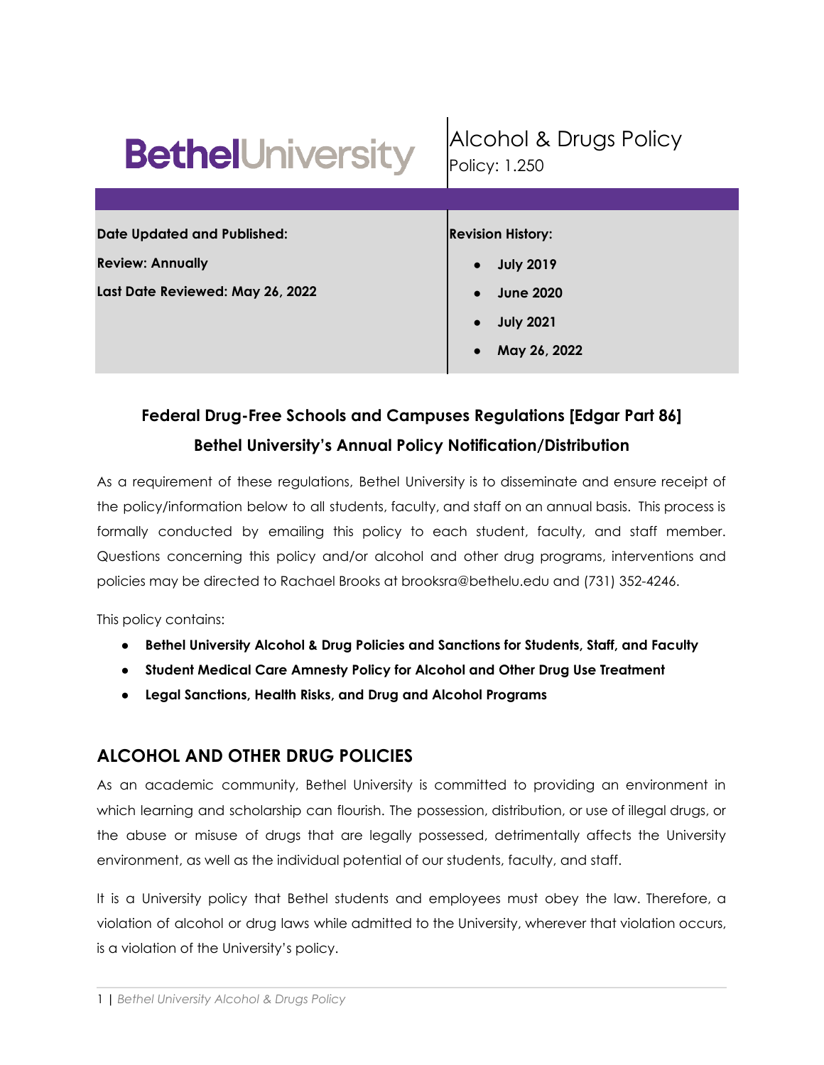**BethelUniversity**

# Alcohol & Drugs Policy

Policy: 1.250

| **Date Updated and Published:**<br>**Review: Annually**<br>**Last Date Reviewed: May 26, 2022** | **Revision History:**<br>• **July 2019**<br>• **June 2020**<br>• **July 2021**<br>• **May 26, 2022** |
|---|---|

## Federal Drug-Free Schools and Campuses Regulations [Edgar Part 86]
## Bethel University's Annual Policy Notification/Distribution

As a requirement of these regulations, Bethel University is to disseminate and ensure receipt of the policy/information below to all students, faculty, and staff on an annual basis. This process is formally conducted by emailing this policy to each student, faculty, and staff member. Questions concerning this policy and/or alcohol and other drug programs, interventions and policies may be directed to Rachael Brooks at brooksra@bethelu.edu and (731) 352-4246.

This policy contains:

- **Bethel University Alcohol & Drug Policies and Sanctions for Students, Staff, and Faculty**
- **Student Medical Care Amnesty Policy for Alcohol and Other Drug Use Treatment**
- **Legal Sanctions, Health Risks, and Drug and Alcohol Programs**

## ALCOHOL AND OTHER DRUG POLICIES

As an academic community, Bethel University is committed to providing an environment in which learning and scholarship can flourish. The possession, distribution, or use of illegal drugs, or the abuse or misuse of drugs that are legally possessed, detrimentally affects the University environment, as well as the individual potential of our students, faculty, and staff.

It is a University policy that Bethel students and employees must obey the law. Therefore, a violation of alcohol or drug laws while admitted to the University, wherever that violation occurs, is a violation of the University's policy.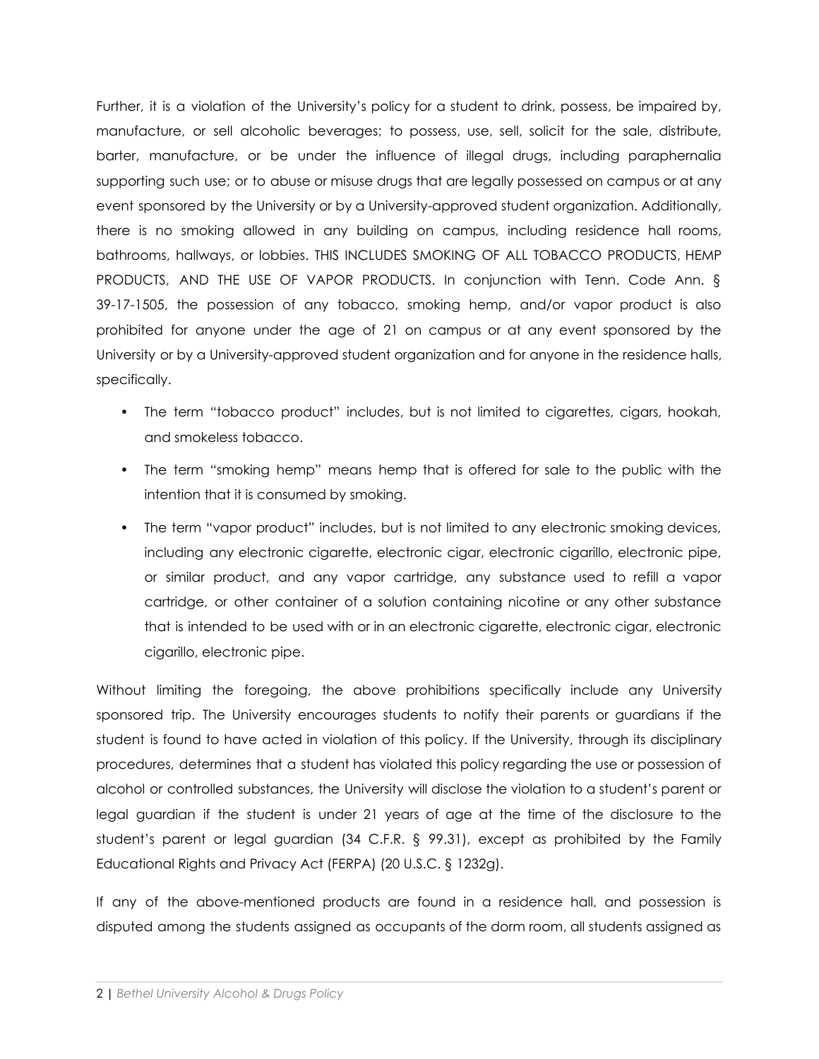Further, it is a violation of the University's policy for a student to drink, possess, be impaired by, manufacture, or sell alcoholic beverages; to possess, use, sell, solicit for the sale, distribute, barter, manufacture, or be under the influence of illegal drugs, including paraphernalia supporting such use; or to abuse or misuse drugs that are legally possessed on campus or at any event sponsored by the University or by a University-approved student organization. Additionally, there is no smoking allowed in any building on campus, including residence hall rooms, bathrooms, hallways, or lobbies. THIS INCLUDES SMOKING OF ALL TOBACCO PRODUCTS, HEMP PRODUCTS, AND THE USE OF VAPOR PRODUCTS. In conjunction with Tenn. Code Ann. § 39-17-1505, the possession of any tobacco, smoking hemp, and/or vapor product is also prohibited for anyone under the age of 21 on campus or at any event sponsored by the University or by a University-approved student organization and for anyone in the residence halls, specifically.

- The term "tobacco product" includes, but is not limited to cigarettes, cigars, hookah, and smokeless tobacco.
- The term "smoking hemp" means hemp that is offered for sale to the public with the intention that it is consumed by smoking.
- The term "vapor product" includes, but is not limited to any electronic smoking devices, including any electronic cigarette, electronic cigar, electronic cigarillo, electronic pipe, or similar product, and any vapor cartridge, any substance used to refill a vapor cartridge, or other container of a solution containing nicotine or any other substance that is intended to be used with or in an electronic cigarette, electronic cigar, electronic cigarillo, electronic pipe.

Without limiting the foregoing, the above prohibitions specifically include any University sponsored trip. The University encourages students to notify their parents or guardians if the student is found to have acted in violation of this policy. If the University, through its disciplinary procedures, determines that a student has violated this policy regarding the use or possession of alcohol or controlled substances, the University will disclose the violation to a student's parent or legal guardian if the student is under 21 years of age at the time of the disclosure to the student's parent or legal guardian (34 C.F.R. § 99.31), except as prohibited by the Family Educational Rights and Privacy Act (FERPA) (20 U.S.C. § 1232g).

If any of the above-mentioned products are found in a residence hall, and possession is disputed among the students assigned as occupants of the dorm room, all students assigned as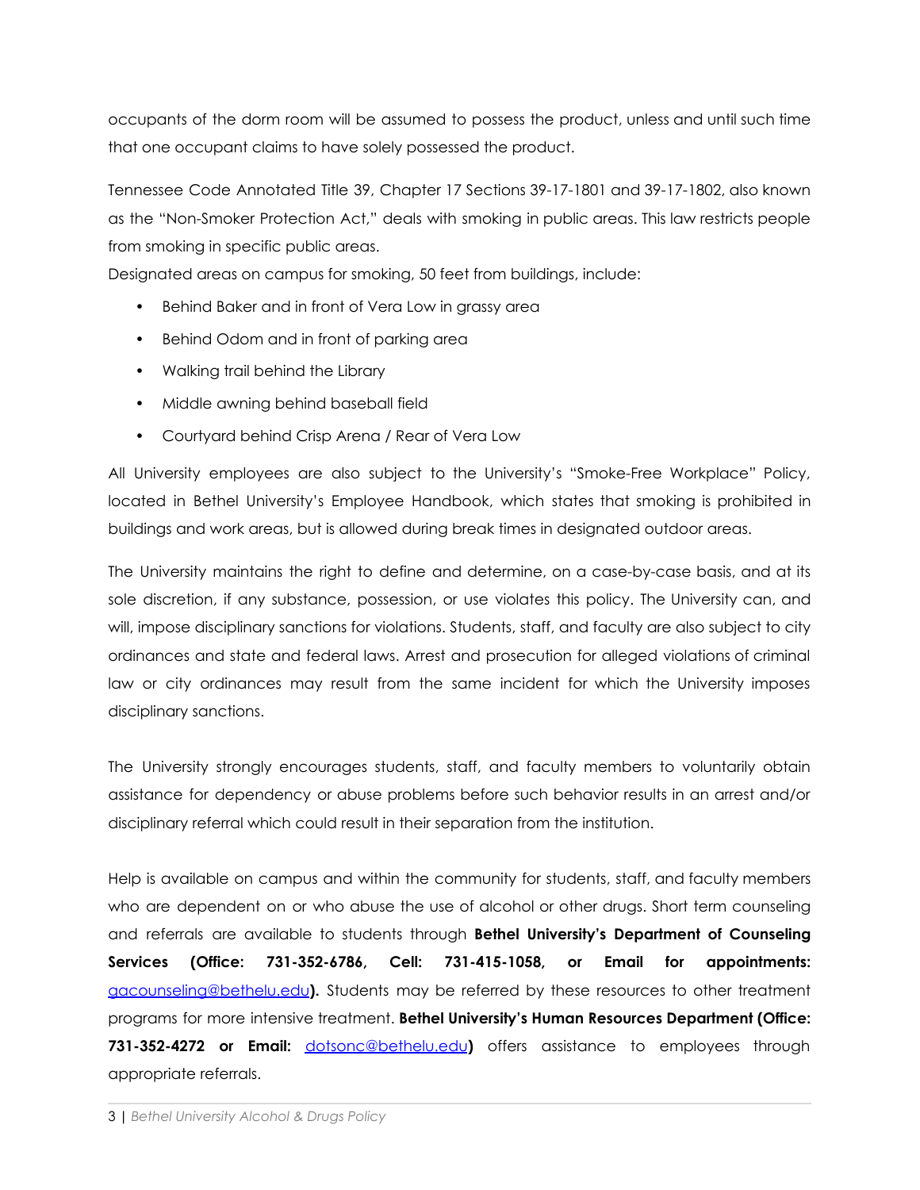occupants of the dorm room will be assumed to possess the product, unless and until such time that one occupant claims to have solely possessed the product.

Tennessee Code Annotated Title 39, Chapter 17 Sections 39-17-1801 and 39-17-1802, also known as the "Non-Smoker Protection Act," deals with smoking in public areas. This law restricts people from smoking in specific public areas.

Designated areas on campus for smoking, 50 feet from buildings, include:

- Behind Baker and in front of Vera Low in grassy area
- Behind Odom and in front of parking area
- Walking trail behind the Library
- Middle awning behind baseball field
- Courtyard behind Crisp Arena / Rear of Vera Low

All University employees are also subject to the University's "Smoke-Free Workplace" Policy, located in Bethel University's Employee Handbook, which states that smoking is prohibited in buildings and work areas, but is allowed during break times in designated outdoor areas.

The University maintains the right to define and determine, on a case-by-case basis, and at its sole discretion, if any substance, possession, or use violates this policy. The University can, and will, impose disciplinary sanctions for violations. Students, staff, and faculty are also subject to city ordinances and state and federal laws. Arrest and prosecution for alleged violations of criminal law or city ordinances may result from the same incident for which the University imposes disciplinary sanctions.

The University strongly encourages students, staff, and faculty members to voluntarily obtain assistance for dependency or abuse problems before such behavior results in an arrest and/or disciplinary referral which could result in their separation from the institution.

Help is available on campus and within the community for students, staff, and faculty members who are dependent on or who abuse the use of alcohol or other drugs. Short term counseling and referrals are available to students through **Bethel University's Department of Counseling Services (Office: 731-352-6786, Cell: 731-415-1058, or Email for appointments:** gacounseling@bethelu.edu**).** Students may be referred by these resources to other treatment programs for more intensive treatment. **Bethel University's Human Resources Department (Office: 731-352-4272 or Email:** dotsonc@bethelu.edu**)** offers assistance to employees through appropriate referrals.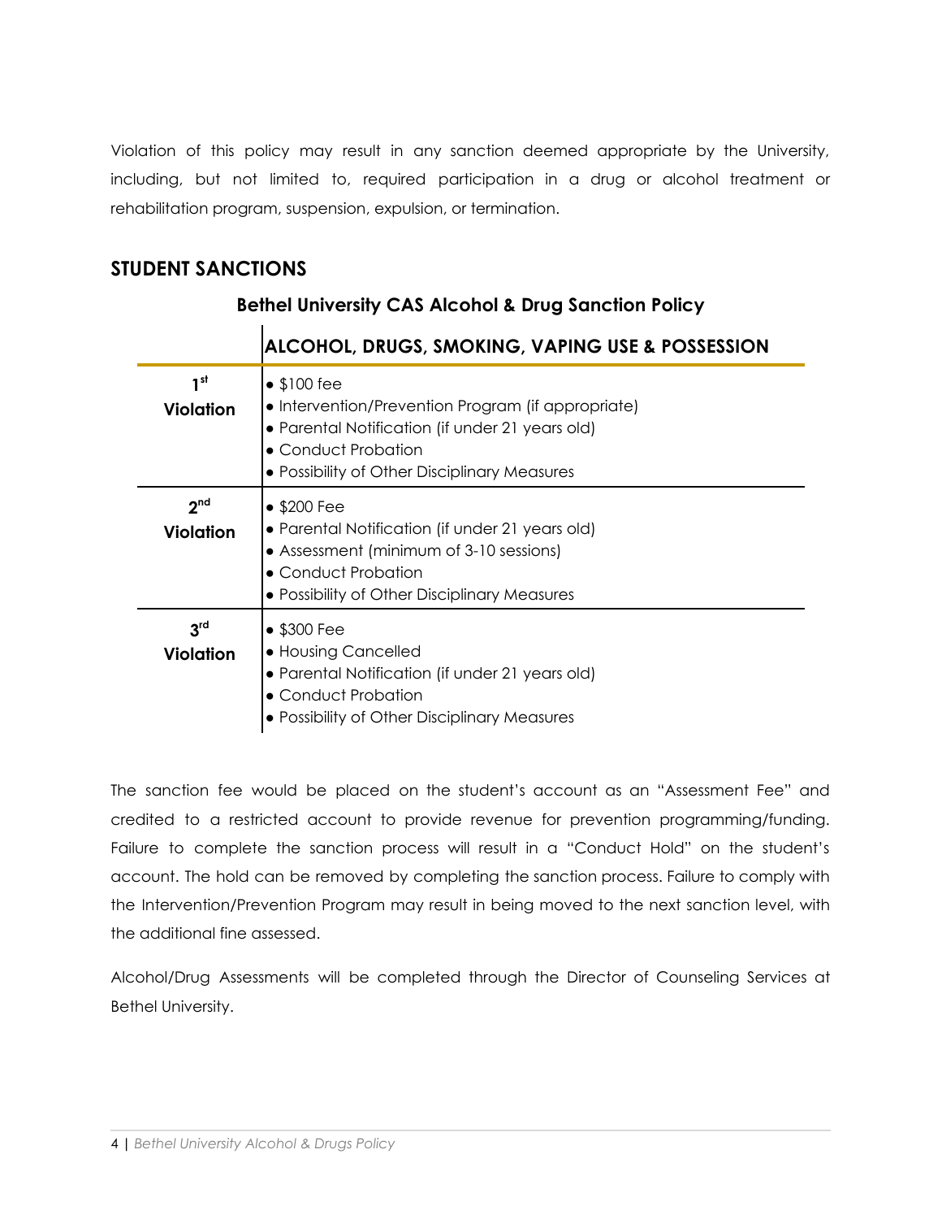Violation of this policy may result in any sanction deemed appropriate by the University, including, but not limited to, required participation in a drug or alcohol treatment or rehabilitation program, suspension, expulsion, or termination.

## STUDENT SANCTIONS

**Bethel University CAS Alcohol & Drug Sanction Policy**

| | ALCOHOL, DRUGS, SMOKING, VAPING USE & POSSESSION |
|---|---|
| **1st Violation** | • $100 fee<br>• Intervention/Prevention Program (if appropriate)<br>• Parental Notification (if under 21 years old)<br>• Conduct Probation<br>• Possibility of Other Disciplinary Measures |
| **2nd Violation** | • $200 Fee<br>• Parental Notification (if under 21 years old)<br>• Assessment (minimum of 3-10 sessions)<br>• Conduct Probation<br>• Possibility of Other Disciplinary Measures |
| **3rd Violation** | • $300 Fee<br>• Housing Cancelled<br>• Parental Notification (if under 21 years old)<br>• Conduct Probation<br>• Possibility of Other Disciplinary Measures |

The sanction fee would be placed on the student's account as an "Assessment Fee" and credited to a restricted account to provide revenue for prevention programming/funding. Failure to complete the sanction process will result in a "Conduct Hold" on the student's account. The hold can be removed by completing the sanction process. Failure to comply with the Intervention/Prevention Program may result in being moved to the next sanction level, with the additional fine assessed.

Alcohol/Drug Assessments will be completed through the Director of Counseling Services at Bethel University.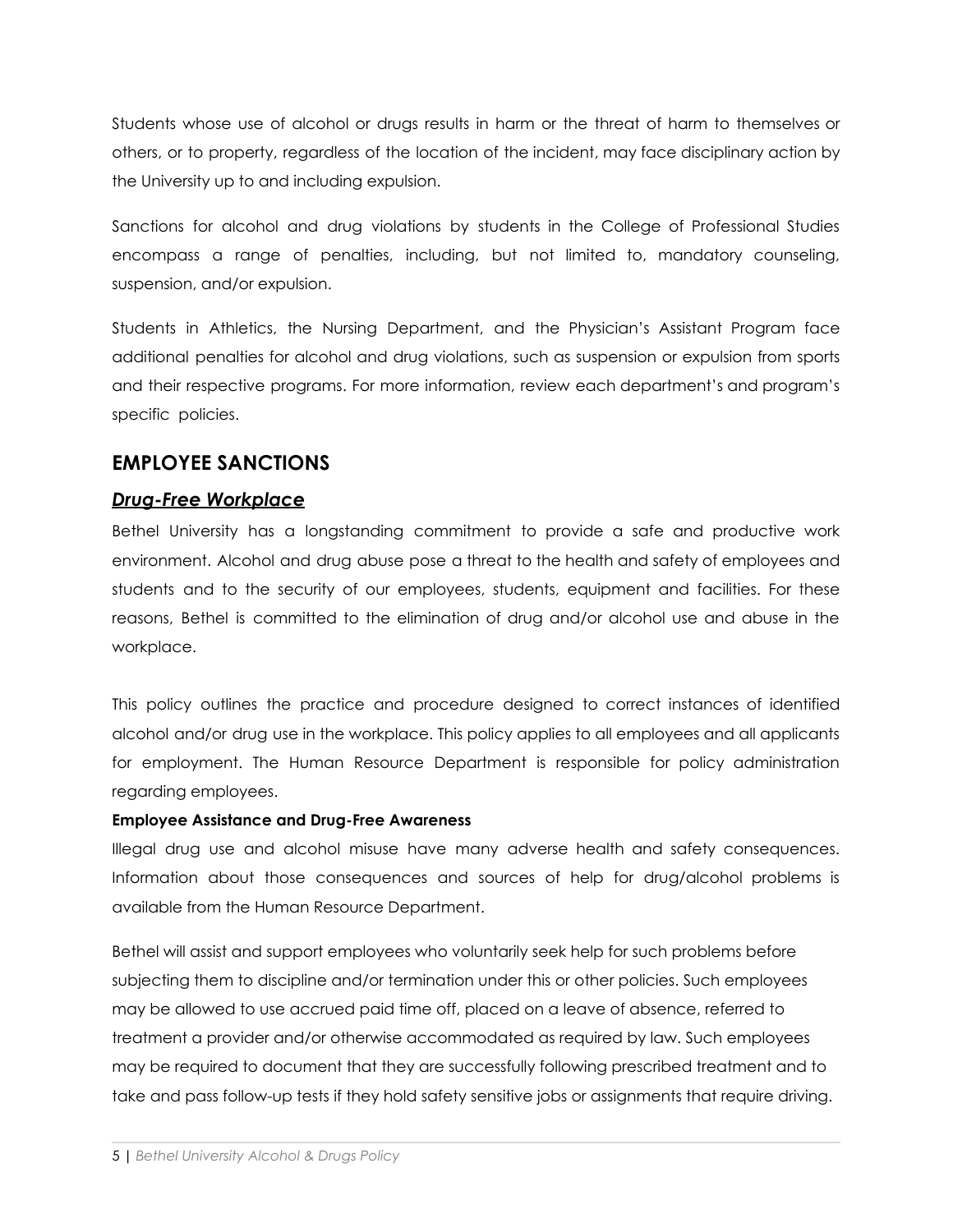Students whose use of alcohol or drugs results in harm or the threat of harm to themselves or others, or to property, regardless of the location of the incident, may face disciplinary action by the University up to and including expulsion.

Sanctions for alcohol and drug violations by students in the College of Professional Studies encompass a range of penalties, including, but not limited to, mandatory counseling, suspension, and/or expulsion.

Students in Athletics, the Nursing Department, and the Physician's Assistant Program face additional penalties for alcohol and drug violations, such as suspension or expulsion from sports and their respective programs. For more information, review each department's and program's specific policies.

## EMPLOYEE SANCTIONS

### ***Drug-Free Workplace***

Bethel University has a longstanding commitment to provide a safe and productive work environment. Alcohol and drug abuse pose a threat to the health and safety of employees and students and to the security of our employees, students, equipment and facilities. For these reasons, Bethel is committed to the elimination of drug and/or alcohol use and abuse in the workplace.

This policy outlines the practice and procedure designed to correct instances of identified alcohol and/or drug use in the workplace. This policy applies to all employees and all applicants for employment. The Human Resource Department is responsible for policy administration regarding employees.

**Employee Assistance and Drug-Free Awareness**

Illegal drug use and alcohol misuse have many adverse health and safety consequences. Information about those consequences and sources of help for drug/alcohol problems is available from the Human Resource Department.

Bethel will assist and support employees who voluntarily seek help for such problems before subjecting them to discipline and/or termination under this or other policies. Such employees may be allowed to use accrued paid time off, placed on a leave of absence, referred to treatment a provider and/or otherwise accommodated as required by law. Such employees may be required to document that they are successfully following prescribed treatment and to take and pass follow-up tests if they hold safety sensitive jobs or assignments that require driving.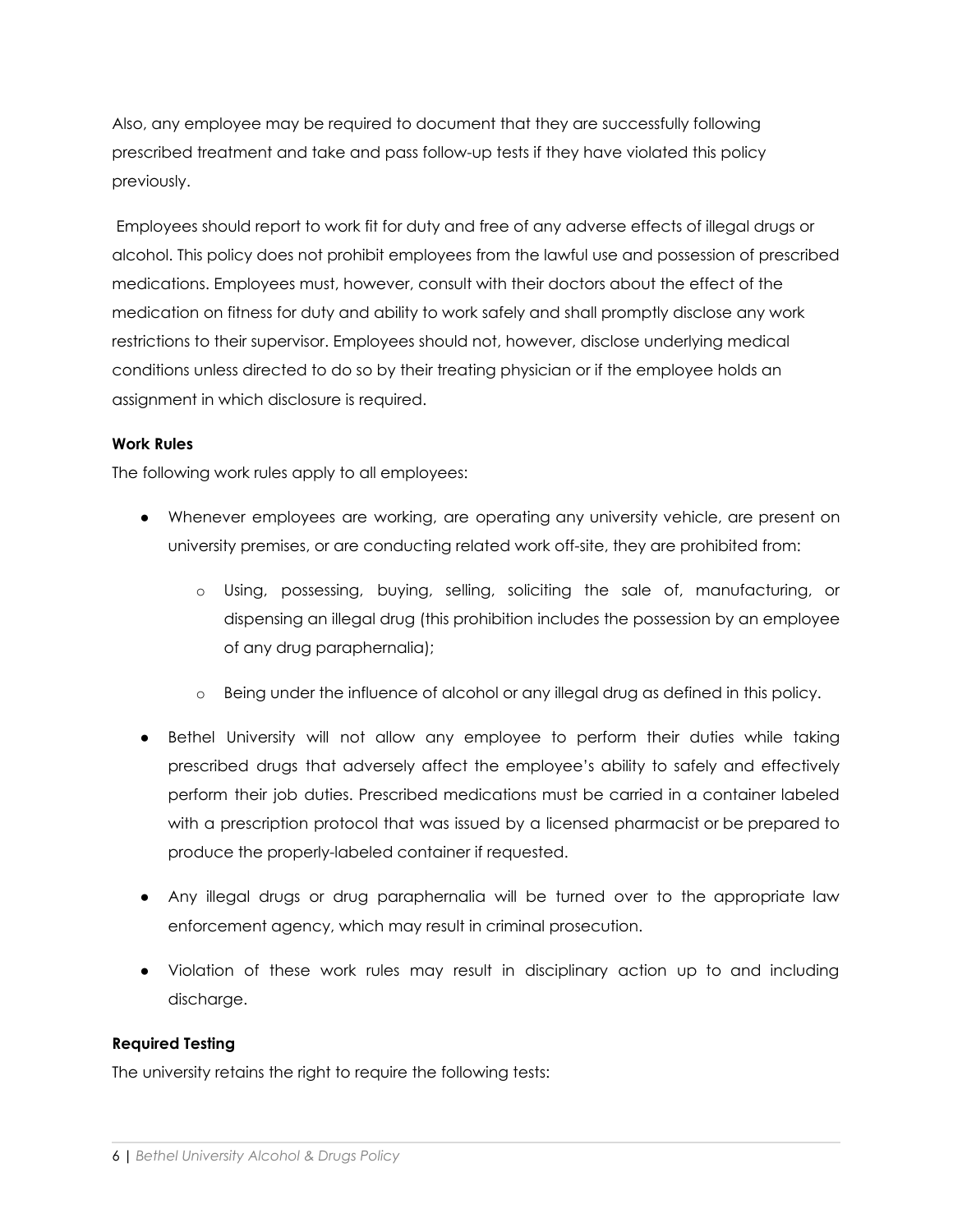Also, any employee may be required to document that they are successfully following prescribed treatment and take and pass follow-up tests if they have violated this policy previously.

Employees should report to work fit for duty and free of any adverse effects of illegal drugs or alcohol. This policy does not prohibit employees from the lawful use and possession of prescribed medications. Employees must, however, consult with their doctors about the effect of the medication on fitness for duty and ability to work safely and shall promptly disclose any work restrictions to their supervisor. Employees should not, however, disclose underlying medical conditions unless directed to do so by their treating physician or if the employee holds an assignment in which disclosure is required.

**Work Rules**

The following work rules apply to all employees:

- Whenever employees are working, are operating any university vehicle, are present on university premises, or are conducting related work off-site, they are prohibited from:
  - Using, possessing, buying, selling, soliciting the sale of, manufacturing, or dispensing an illegal drug (this prohibition includes the possession by an employee of any drug paraphernalia);
  - Being under the influence of alcohol or any illegal drug as defined in this policy.
- Bethel University will not allow any employee to perform their duties while taking prescribed drugs that adversely affect the employee's ability to safely and effectively perform their job duties. Prescribed medications must be carried in a container labeled with a prescription protocol that was issued by a licensed pharmacist or be prepared to produce the properly-labeled container if requested.
- Any illegal drugs or drug paraphernalia will be turned over to the appropriate law enforcement agency, which may result in criminal prosecution.
- Violation of these work rules may result in disciplinary action up to and including discharge.

**Required Testing**

The university retains the right to require the following tests: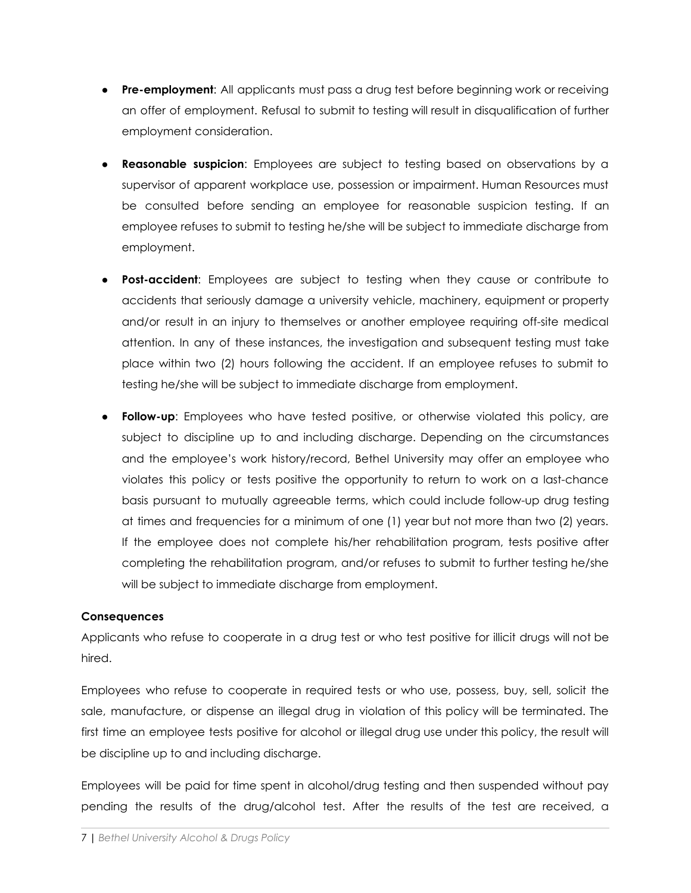- **Pre-employment**: All applicants must pass a drug test before beginning work or receiving an offer of employment. Refusal to submit to testing will result in disqualification of further employment consideration.

- **Reasonable suspicion**: Employees are subject to testing based on observations by a supervisor of apparent workplace use, possession or impairment. Human Resources must be consulted before sending an employee for reasonable suspicion testing. If an employee refuses to submit to testing he/she will be subject to immediate discharge from employment.

- **Post-accident**: Employees are subject to testing when they cause or contribute to accidents that seriously damage a university vehicle, machinery, equipment or property and/or result in an injury to themselves or another employee requiring off-site medical attention. In any of these instances, the investigation and subsequent testing must take place within two (2) hours following the accident. If an employee refuses to submit to testing he/she will be subject to immediate discharge from employment.

- **Follow-up**: Employees who have tested positive, or otherwise violated this policy, are subject to discipline up to and including discharge. Depending on the circumstances and the employee's work history/record, Bethel University may offer an employee who violates this policy or tests positive the opportunity to return to work on a last-chance basis pursuant to mutually agreeable terms, which could include follow-up drug testing at times and frequencies for a minimum of one (1) year but not more than two (2) years. If the employee does not complete his/her rehabilitation program, tests positive after completing the rehabilitation program, and/or refuses to submit to further testing he/she will be subject to immediate discharge from employment.

**Consequences**

Applicants who refuse to cooperate in a drug test or who test positive for illicit drugs will not be hired.

Employees who refuse to cooperate in required tests or who use, possess, buy, sell, solicit the sale, manufacture, or dispense an illegal drug in violation of this policy will be terminated. The first time an employee tests positive for alcohol or illegal drug use under this policy, the result will be discipline up to and including discharge.

Employees will be paid for time spent in alcohol/drug testing and then suspended without pay pending the results of the drug/alcohol test. After the results of the test are received, a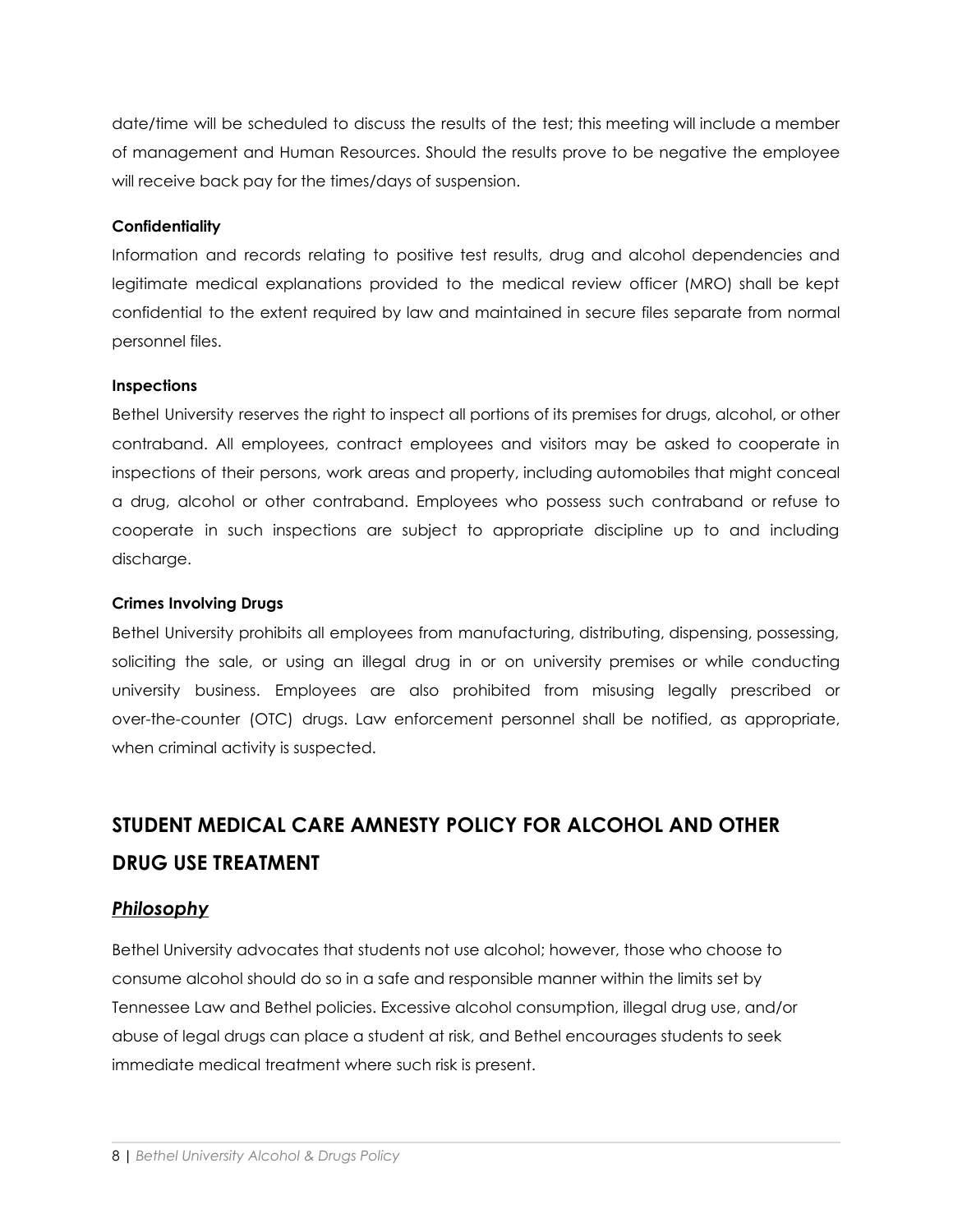date/time will be scheduled to discuss the results of the test; this meeting will include a member of management and Human Resources. Should the results prove to be negative the employee will receive back pay for the times/days of suspension.

**Confidentiality**

Information and records relating to positive test results, drug and alcohol dependencies and legitimate medical explanations provided to the medical review officer (MRO) shall be kept confidential to the extent required by law and maintained in secure files separate from normal personnel files.

**Inspections**

Bethel University reserves the right to inspect all portions of its premises for drugs, alcohol, or other contraband. All employees, contract employees and visitors may be asked to cooperate in inspections of their persons, work areas and property, including automobiles that might conceal a drug, alcohol or other contraband. Employees who possess such contraband or refuse to cooperate in such inspections are subject to appropriate discipline up to and including discharge.

**Crimes Involving Drugs**

Bethel University prohibits all employees from manufacturing, distributing, dispensing, possessing, soliciting the sale, or using an illegal drug in or on university premises or while conducting university business. Employees are also prohibited from misusing legally prescribed or over-the-counter (OTC) drugs. Law enforcement personnel shall be notified, as appropriate, when criminal activity is suspected.

## STUDENT MEDICAL CARE AMNESTY POLICY FOR ALCOHOL AND OTHER DRUG USE TREATMENT

### ***Philosophy***

Bethel University advocates that students not use alcohol; however, those who choose to consume alcohol should do so in a safe and responsible manner within the limits set by Tennessee Law and Bethel policies. Excessive alcohol consumption, illegal drug use, and/or abuse of legal drugs can place a student at risk, and Bethel encourages students to seek immediate medical treatment where such risk is present.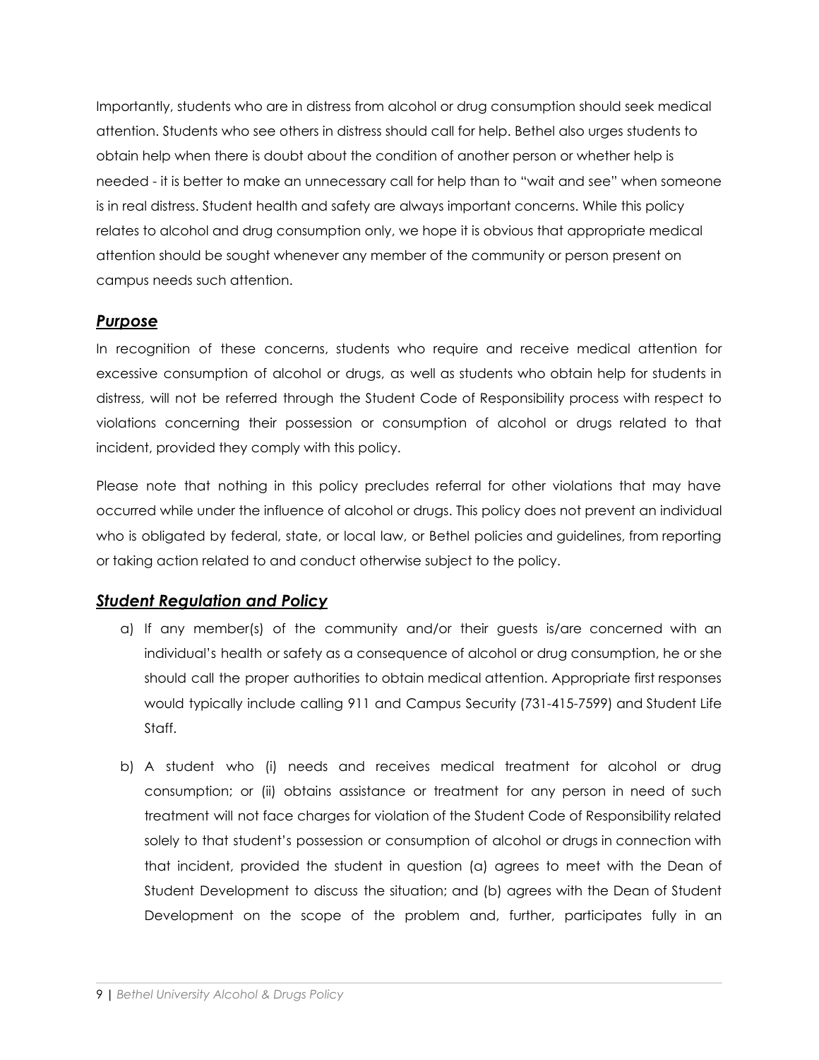Importantly, students who are in distress from alcohol or drug consumption should seek medical attention. Students who see others in distress should call for help. Bethel also urges students to obtain help when there is doubt about the condition of another person or whether help is needed - it is better to make an unnecessary call for help than to "wait and see" when someone is in real distress. Student health and safety are always important concerns. While this policy relates to alcohol and drug consumption only, we hope it is obvious that appropriate medical attention should be sought whenever any member of the community or person present on campus needs such attention.

### ***Purpose***

In recognition of these concerns, students who require and receive medical attention for excessive consumption of alcohol or drugs, as well as students who obtain help for students in distress, will not be referred through the Student Code of Responsibility process with respect to violations concerning their possession or consumption of alcohol or drugs related to that incident, provided they comply with this policy.

Please note that nothing in this policy precludes referral for other violations that may have occurred while under the influence of alcohol or drugs. This policy does not prevent an individual who is obligated by federal, state, or local law, or Bethel policies and guidelines, from reporting or taking action related to and conduct otherwise subject to the policy.

### ***Student Regulation and Policy***

a) If any member(s) of the community and/or their guests is/are concerned with an individual's health or safety as a consequence of alcohol or drug consumption, he or she should call the proper authorities to obtain medical attention. Appropriate first responses would typically include calling 911 and Campus Security (731-415-7599) and Student Life Staff.

b) A student who (i) needs and receives medical treatment for alcohol or drug consumption; or (ii) obtains assistance or treatment for any person in need of such treatment will not face charges for violation of the Student Code of Responsibility related solely to that student's possession or consumption of alcohol or drugs in connection with that incident, provided the student in question (a) agrees to meet with the Dean of Student Development to discuss the situation; and (b) agrees with the Dean of Student Development on the scope of the problem and, further, participates fully in an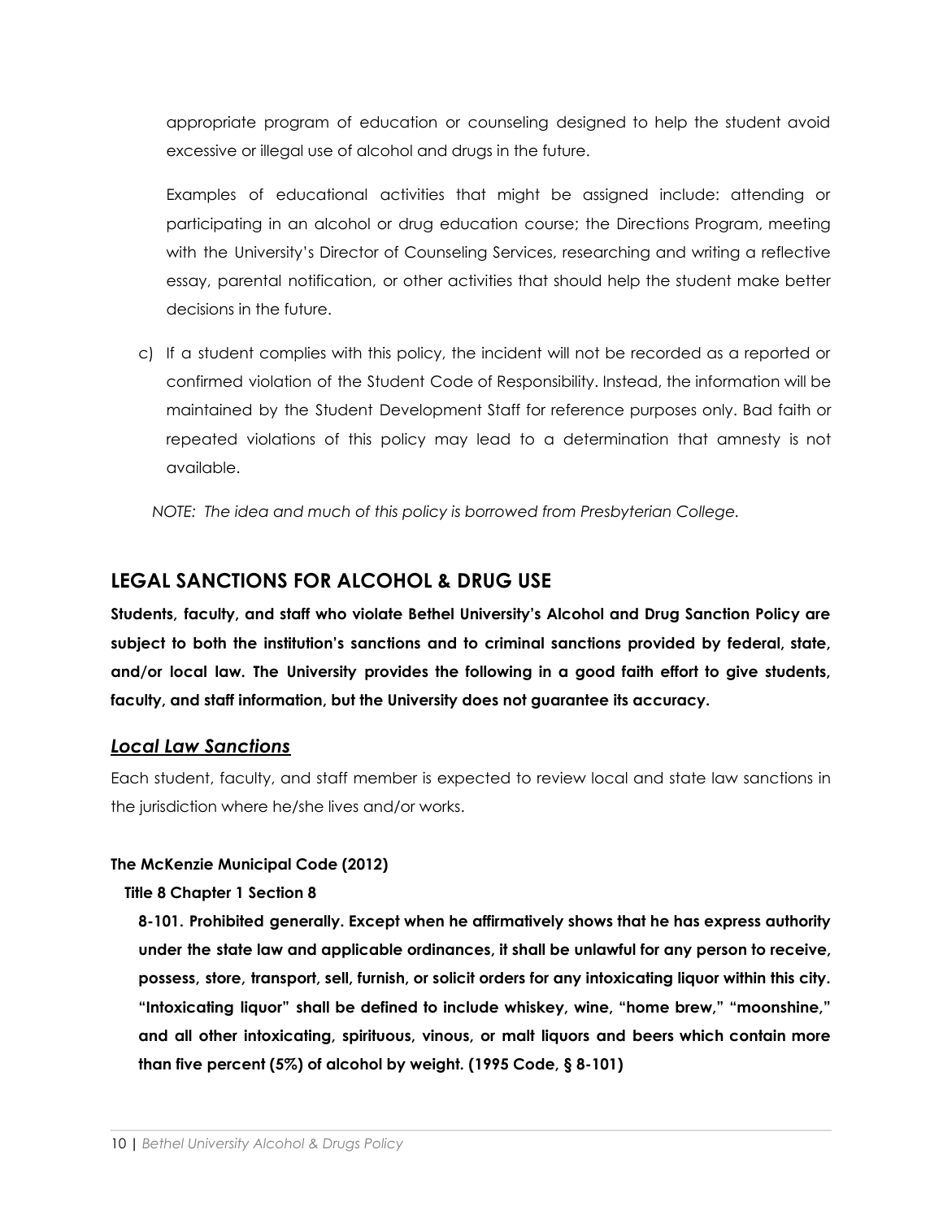appropriate program of education or counseling designed to help the student avoid excessive or illegal use of alcohol and drugs in the future.

Examples of educational activities that might be assigned include: attending or participating in an alcohol or drug education course; the Directions Program, meeting with the University's Director of Counseling Services, researching and writing a reflective essay, parental notification, or other activities that should help the student make better decisions in the future.

c) If a student complies with this policy, the incident will not be recorded as a reported or confirmed violation of the Student Code of Responsibility. Instead, the information will be maintained by the Student Development Staff for reference purposes only. Bad faith or repeated violations of this policy may lead to a determination that amnesty is not available.

*NOTE: The idea and much of this policy is borrowed from Presbyterian College.*

## LEGAL SANCTIONS FOR ALCOHOL & DRUG USE

**Students, faculty, and staff who violate Bethel University's Alcohol and Drug Sanction Policy are subject to both the institution's sanctions and to criminal sanctions provided by federal, state, and/or local law. The University provides the following in a good faith effort to give students, faculty, and staff information, but the University does not guarantee its accuracy.**

### ***Local Law Sanctions***

Each student, faculty, and staff member is expected to review local and state law sanctions in the jurisdiction where he/she lives and/or works.

**The McKenzie Municipal Code (2012)**

**Title 8 Chapter 1 Section 8**

**8-101. Prohibited generally. Except when he affirmatively shows that he has express authority under the state law and applicable ordinances, it shall be unlawful for any person to receive, possess, store, transport, sell, furnish, or solicit orders for any intoxicating liquor within this city. "Intoxicating liquor" shall be defined to include whiskey, wine, "home brew," "moonshine," and all other intoxicating, spirituous, vinous, or malt liquors and beers which contain more than five percent (5%) of alcohol by weight. (1995 Code, § 8-101)**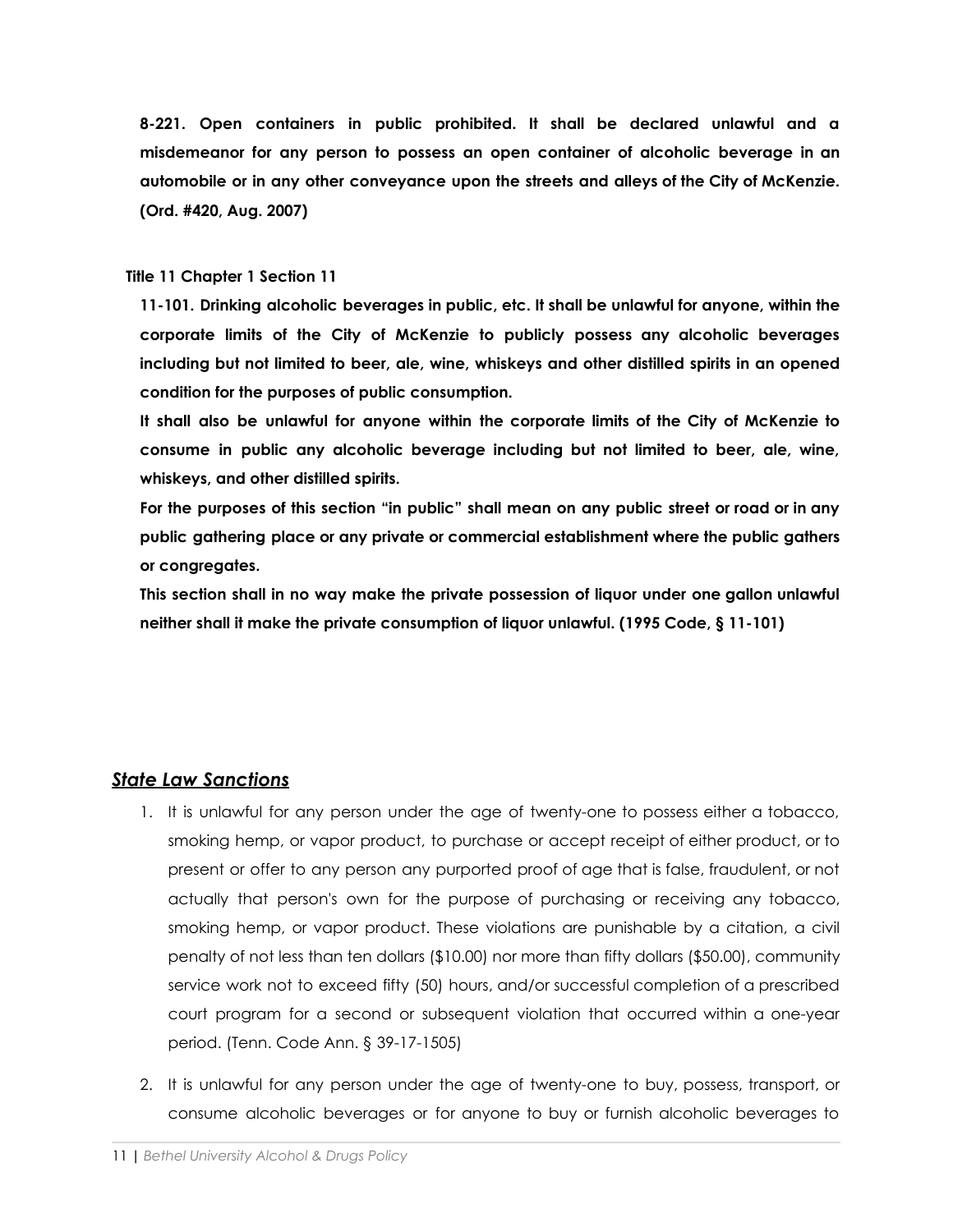**8-221. Open containers in public prohibited. It shall be declared unlawful and a misdemeanor for any person to possess an open container of alcoholic beverage in an automobile or in any other conveyance upon the streets and alleys of the City of McKenzie. (Ord. #420, Aug. 2007)**

**Title 11 Chapter 1 Section 11**

**11-101. Drinking alcoholic beverages in public, etc. It shall be unlawful for anyone, within the corporate limits of the City of McKenzie to publicly possess any alcoholic beverages including but not limited to beer, ale, wine, whiskeys and other distilled spirits in an opened condition for the purposes of public consumption.**

**It shall also be unlawful for anyone within the corporate limits of the City of McKenzie to consume in public any alcoholic beverage including but not limited to beer, ale, wine, whiskeys, and other distilled spirits.**

**For the purposes of this section "in public" shall mean on any public street or road or in any public gathering place or any private or commercial establishment where the public gathers or congregates.**

**This section shall in no way make the private possession of liquor under one gallon unlawful neither shall it make the private consumption of liquor unlawful. (1995 Code, § 11-101)**

## ***State Law Sanctions***

1. It is unlawful for any person under the age of twenty-one to possess either a tobacco, smoking hemp, or vapor product, to purchase or accept receipt of either product, or to present or offer to any person any purported proof of age that is false, fraudulent, or not actually that person's own for the purpose of purchasing or receiving any tobacco, smoking hemp, or vapor product. These violations are punishable by a citation, a civil penalty of not less than ten dollars ($10.00) nor more than fifty dollars ($50.00), community service work not to exceed fifty (50) hours, and/or successful completion of a prescribed court program for a second or subsequent violation that occurred within a one-year period. (Tenn. Code Ann. § 39-17-1505)
2. It is unlawful for any person under the age of twenty-one to buy, possess, transport, or consume alcoholic beverages or for anyone to buy or furnish alcoholic beverages to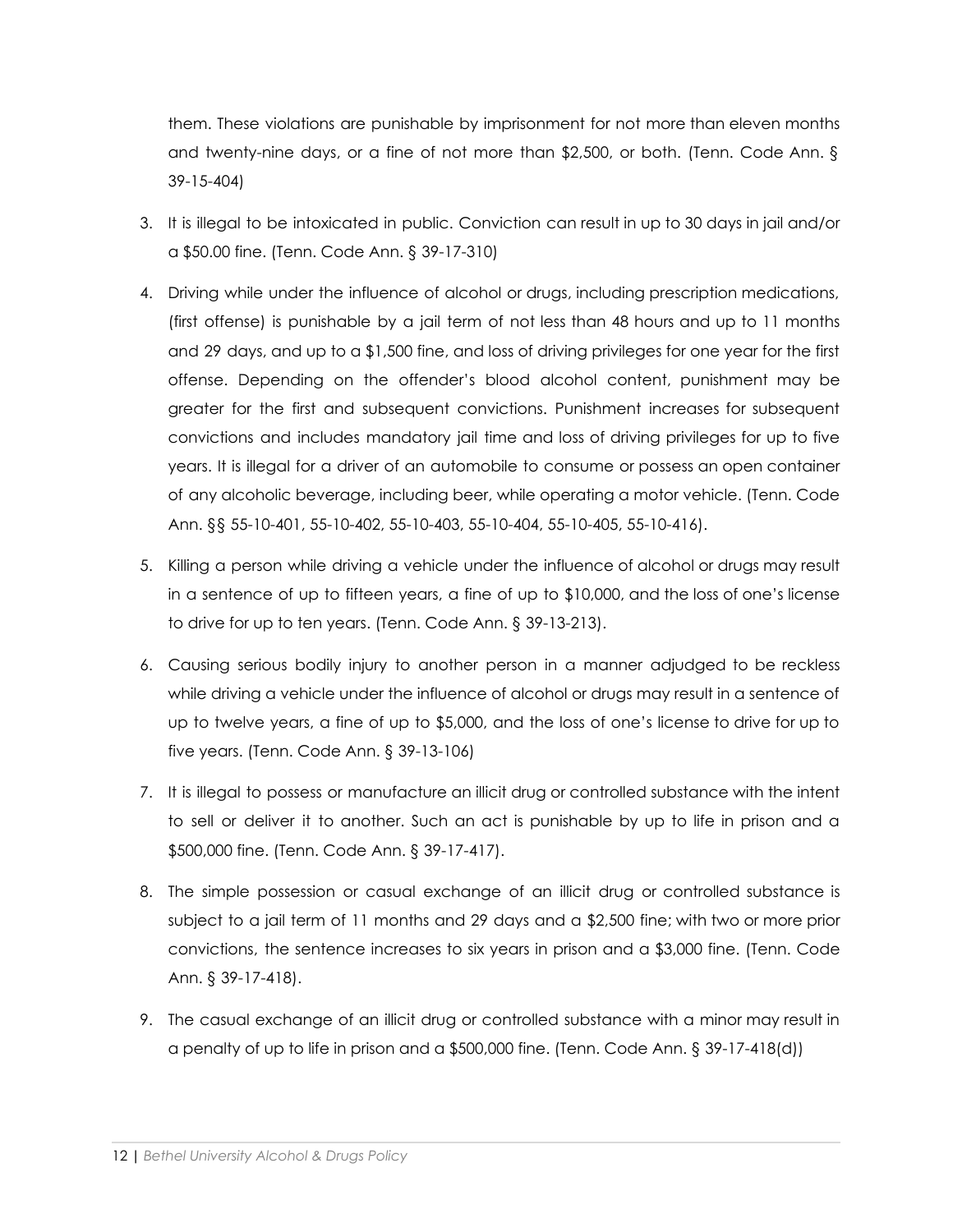them. These violations are punishable by imprisonment for not more than eleven months and twenty-nine days, or a fine of not more than $2,500, or both. (Tenn. Code Ann. § 39-15-404)

3. It is illegal to be intoxicated in public. Conviction can result in up to 30 days in jail and/or a $50.00 fine. (Tenn. Code Ann. § 39-17-310)

4. Driving while under the influence of alcohol or drugs, including prescription medications, (first offense) is punishable by a jail term of not less than 48 hours and up to 11 months and 29 days, and up to a $1,500 fine, and loss of driving privileges for one year for the first offense. Depending on the offender's blood alcohol content, punishment may be greater for the first and subsequent convictions. Punishment increases for subsequent convictions and includes mandatory jail time and loss of driving privileges for up to five years. It is illegal for a driver of an automobile to consume or possess an open container of any alcoholic beverage, including beer, while operating a motor vehicle. (Tenn. Code Ann. §§ 55-10-401, 55-10-402, 55-10-403, 55-10-404, 55-10-405, 55-10-416).

5. Killing a person while driving a vehicle under the influence of alcohol or drugs may result in a sentence of up to fifteen years, a fine of up to $10,000, and the loss of one's license to drive for up to ten years. (Tenn. Code Ann. § 39-13-213).

6. Causing serious bodily injury to another person in a manner adjudged to be reckless while driving a vehicle under the influence of alcohol or drugs may result in a sentence of up to twelve years, a fine of up to $5,000, and the loss of one's license to drive for up to five years. (Tenn. Code Ann. § 39-13-106)

7. It is illegal to possess or manufacture an illicit drug or controlled substance with the intent to sell or deliver it to another. Such an act is punishable by up to life in prison and a $500,000 fine. (Tenn. Code Ann. § 39-17-417).

8. The simple possession or casual exchange of an illicit drug or controlled substance is subject to a jail term of 11 months and 29 days and a $2,500 fine; with two or more prior convictions, the sentence increases to six years in prison and a $3,000 fine. (Tenn. Code Ann. § 39-17-418).

9. The casual exchange of an illicit drug or controlled substance with a minor may result in a penalty of up to life in prison and a $500,000 fine. (Tenn. Code Ann. § 39-17-418(d))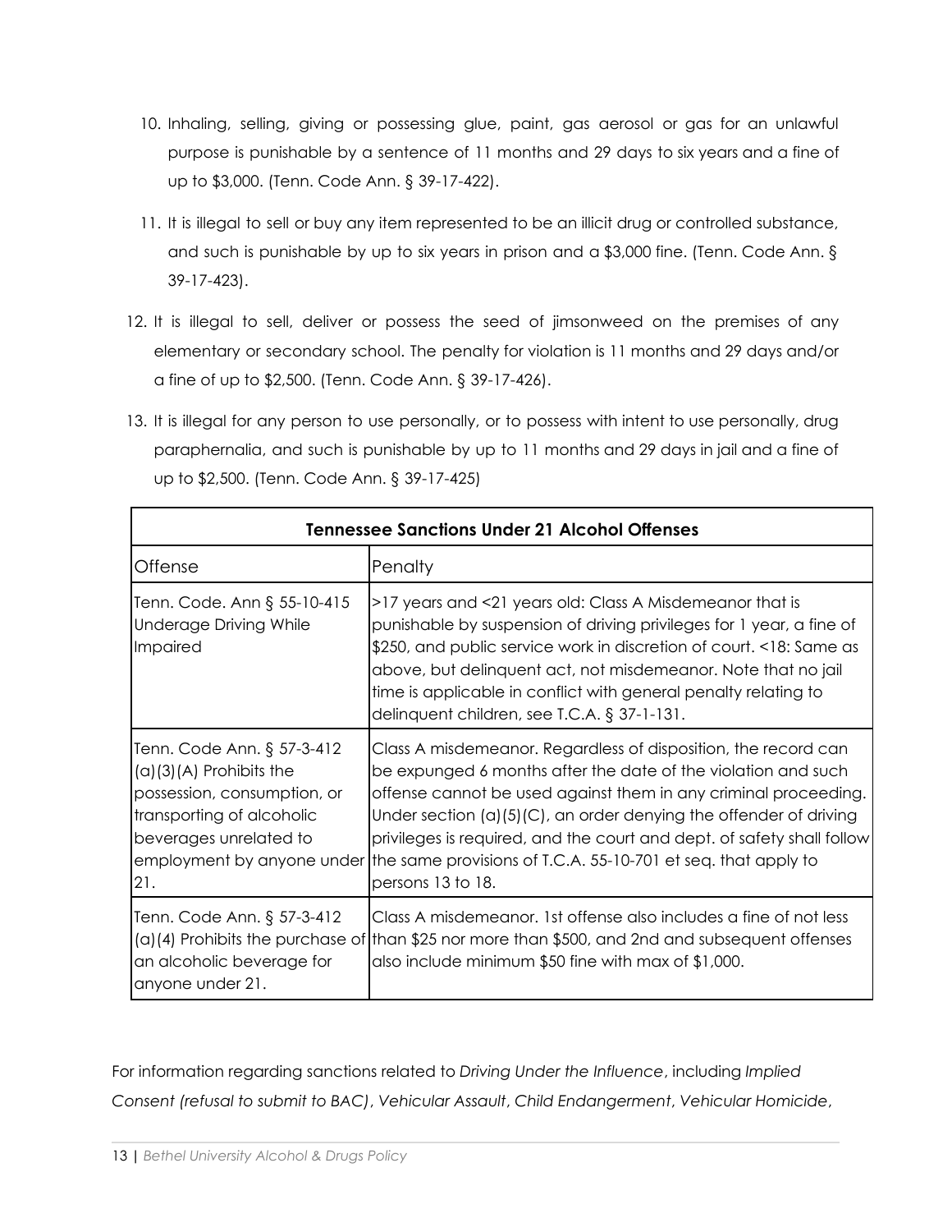10. Inhaling, selling, giving or possessing glue, paint, gas aerosol or gas for an unlawful purpose is punishable by a sentence of 11 months and 29 days to six years and a fine of up to $3,000. (Tenn. Code Ann. § 39-17-422).
11. It is illegal to sell or buy any item represented to be an illicit drug or controlled substance, and such is punishable by up to six years in prison and a $3,000 fine. (Tenn. Code Ann. § 39-17-423).
12. It is illegal to sell, deliver or possess the seed of jimsonweed on the premises of any elementary or secondary school. The penalty for violation is 11 months and 29 days and/or a fine of up to $2,500. (Tenn. Code Ann. § 39-17-426).
13. It is illegal for any person to use personally, or to possess with intent to use personally, drug paraphernalia, and such is punishable by up to 11 months and 29 days in jail and a fine of up to $2,500. (Tenn. Code Ann. § 39-17-425)

| **Tennessee Sanctions Under 21 Alcohol Offenses** | |
|---|---|
| Offense | Penalty |
| Tenn. Code. Ann § 55-10-415 Underage Driving While Impaired | >17 years and <21 years old: Class A Misdemeanor that is punishable by suspension of driving privileges for 1 year, a fine of $250, and public service work in discretion of court. <18: Same as above, but delinquent act, not misdemeanor. Note that no jail time is applicable in conflict with general penalty relating to delinquent children, see T.C.A. § 37-1-131. |
| Tenn. Code Ann. § 57-3-412 (a)(3)(A) Prohibits the possession, consumption, or transporting of alcoholic beverages unrelated to employment by anyone under 21. | Class A misdemeanor. Regardless of disposition, the record can be expunged 6 months after the date of the violation and such offense cannot be used against them in any criminal proceeding. Under section (a)(5)(C), an order denying the offender of driving privileges is required, and the court and dept. of safety shall follow the same provisions of T.C.A. 55-10-701 et seq. that apply to persons 13 to 18. |
| Tenn. Code Ann. § 57-3-412 (a)(4) Prohibits the purchase of an alcoholic beverage for anyone under 21. | Class A misdemeanor. 1st offense also includes a fine of not less than $25 nor more than $500, and 2nd and subsequent offenses also include minimum $50 fine with max of $1,000. |

For information regarding sanctions related to *Driving Under the Influence*, including *Implied Consent (refusal to submit to BAC)*, *Vehicular Assault*, *Child Endangerment*, *Vehicular Homicide*,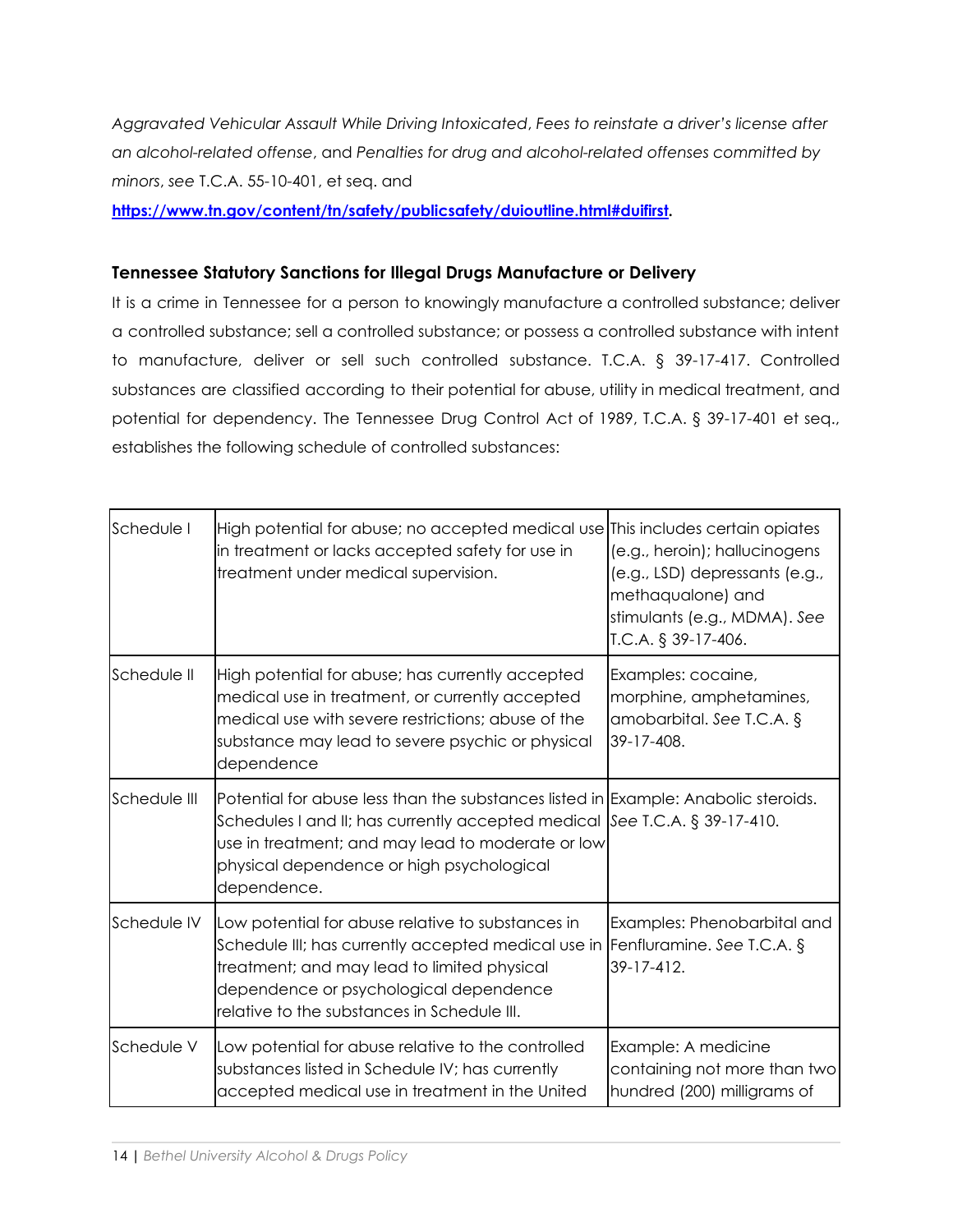*Aggravated Vehicular Assault While Driving Intoxicated*, *Fees to reinstate a driver's license after an alcohol-related offense*, and *Penalties for drug and alcohol-related offenses committed by minors*, *see* T.C.A. 55-10-401, et seq. and **https://www.tn.gov/content/tn/safety/publicsafety/duioutline.html#duifirst.**

### Tennessee Statutory Sanctions for Illegal Drugs Manufacture or Delivery

It is a crime in Tennessee for a person to knowingly manufacture a controlled substance; deliver a controlled substance; sell a controlled substance; or possess a controlled substance with intent to manufacture, deliver or sell such controlled substance. T.C.A. § 39-17-417. Controlled substances are classified according to their potential for abuse, utility in medical treatment, and potential for dependency. The Tennessee Drug Control Act of 1989, T.C.A. § 39-17-401 et seq., establishes the following schedule of controlled substances:

| | | |
|---|---|---|
| Schedule I | High potential for abuse; no accepted medical use in treatment or lacks accepted safety for use in treatment under medical supervision. | This includes certain opiates (e.g., heroin); hallucinogens (e.g., LSD) depressants (e.g., methaqualone) and stimulants (e.g., MDMA). *See* T.C.A. § 39-17-406. |
| Schedule II | High potential for abuse; has currently accepted medical use in treatment, or currently accepted medical use with severe restrictions; abuse of the substance may lead to severe psychic or physical dependence | Examples: cocaine, morphine, amphetamines, amobarbital. *See* T.C.A. § 39-17-408. |
| Schedule III | Potential for abuse less than the substances listed in Schedules I and II; has currently accepted medical use in treatment; and may lead to moderate or low physical dependence or high psychological dependence. | Example: Anabolic steroids. *See* T.C.A. § 39-17-410. |
| Schedule IV | Low potential for abuse relative to substances in Schedule III; has currently accepted medical use in treatment; and may lead to limited physical dependence or psychological dependence relative to the substances in Schedule III. | Examples: Phenobarbital and Fenfluramine. *See* T.C.A. § 39-17-412. |
| Schedule V | Low potential for abuse relative to the controlled substances listed in Schedule IV; has currently accepted medical use in treatment in the United | Example: A medicine containing not more than two hundred (200) milligrams of |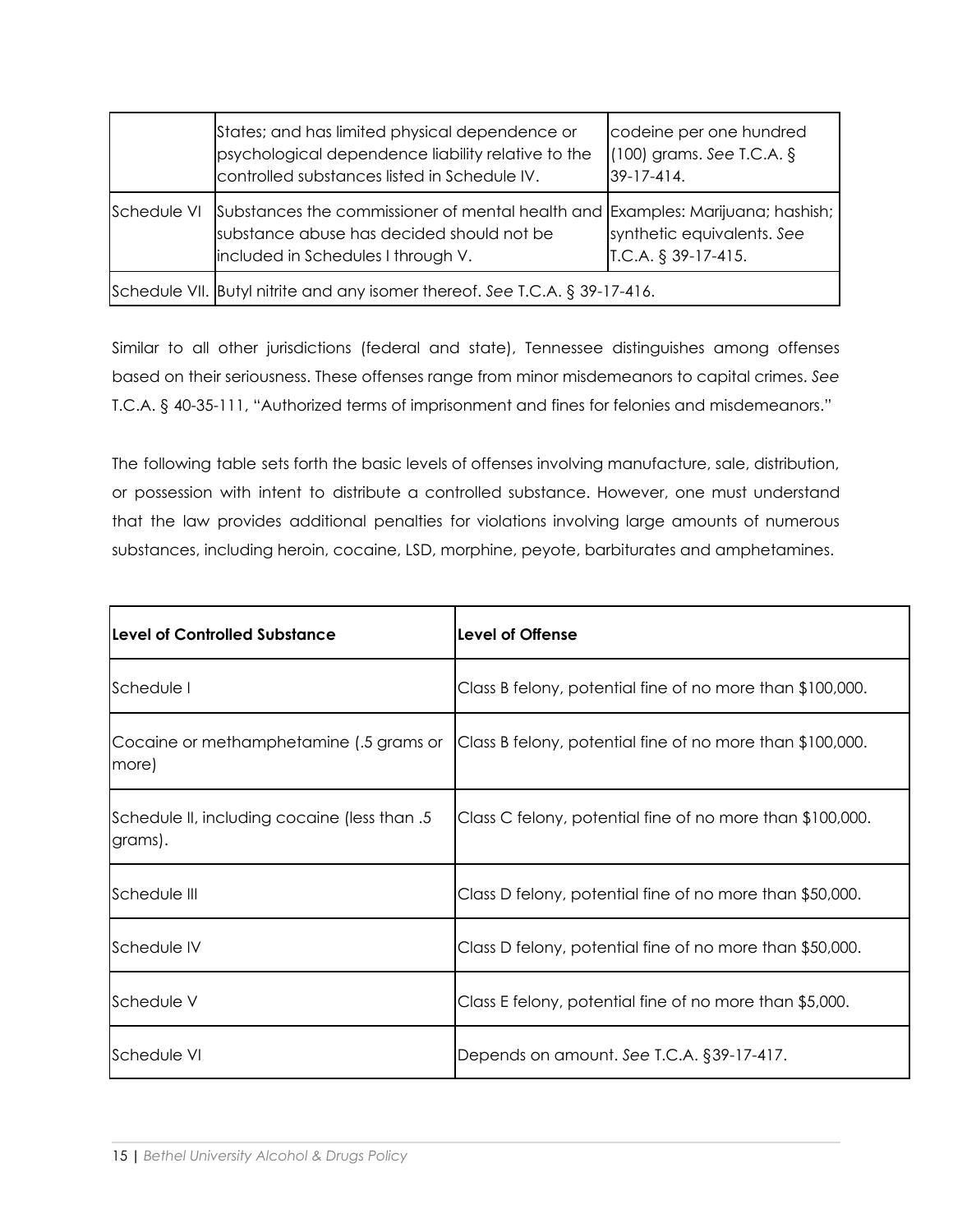| | | |
|---|---|---|
| | States; and has limited physical dependence or psychological dependence liability relative to the controlled substances listed in Schedule IV. | codeine per one hundred (100) grams. *See* T.C.A. § 39-17-414. |
| Schedule VI | Substances the commissioner of mental health and substance abuse has decided should not be included in Schedules I through V. | Examples: Marijuana; hashish; synthetic equivalents. *See* T.C.A. § 39-17-415. |
| Schedule VII. | Butyl nitrite and any isomer thereof. *See* T.C.A. § 39-17-416. | |

Similar to all other jurisdictions (federal and state), Tennessee distinguishes among offenses based on their seriousness. These offenses range from minor misdemeanors to capital crimes. *See* T.C.A. § 40-35-111, "Authorized terms of imprisonment and fines for felonies and misdemeanors."

The following table sets forth the basic levels of offenses involving manufacture, sale, distribution, or possession with intent to distribute a controlled substance. However, one must understand that the law provides additional penalties for violations involving large amounts of numerous substances, including heroin, cocaine, LSD, morphine, peyote, barbiturates and amphetamines.

| **Level of Controlled Substance** | **Level of Offense** |
|---|---|
| Schedule I | Class B felony, potential fine of no more than $100,000. |
| Cocaine or methamphetamine (.5 grams or more) | Class B felony, potential fine of no more than $100,000. |
| Schedule II, including cocaine (less than .5 grams). | Class C felony, potential fine of no more than $100,000. |
| Schedule III | Class D felony, potential fine of no more than $50,000. |
| Schedule IV | Class D felony, potential fine of no more than $50,000. |
| Schedule V | Class E felony, potential fine of no more than $5,000. |
| Schedule VI | Depends on amount. *See* T.C.A. §39-17-417. |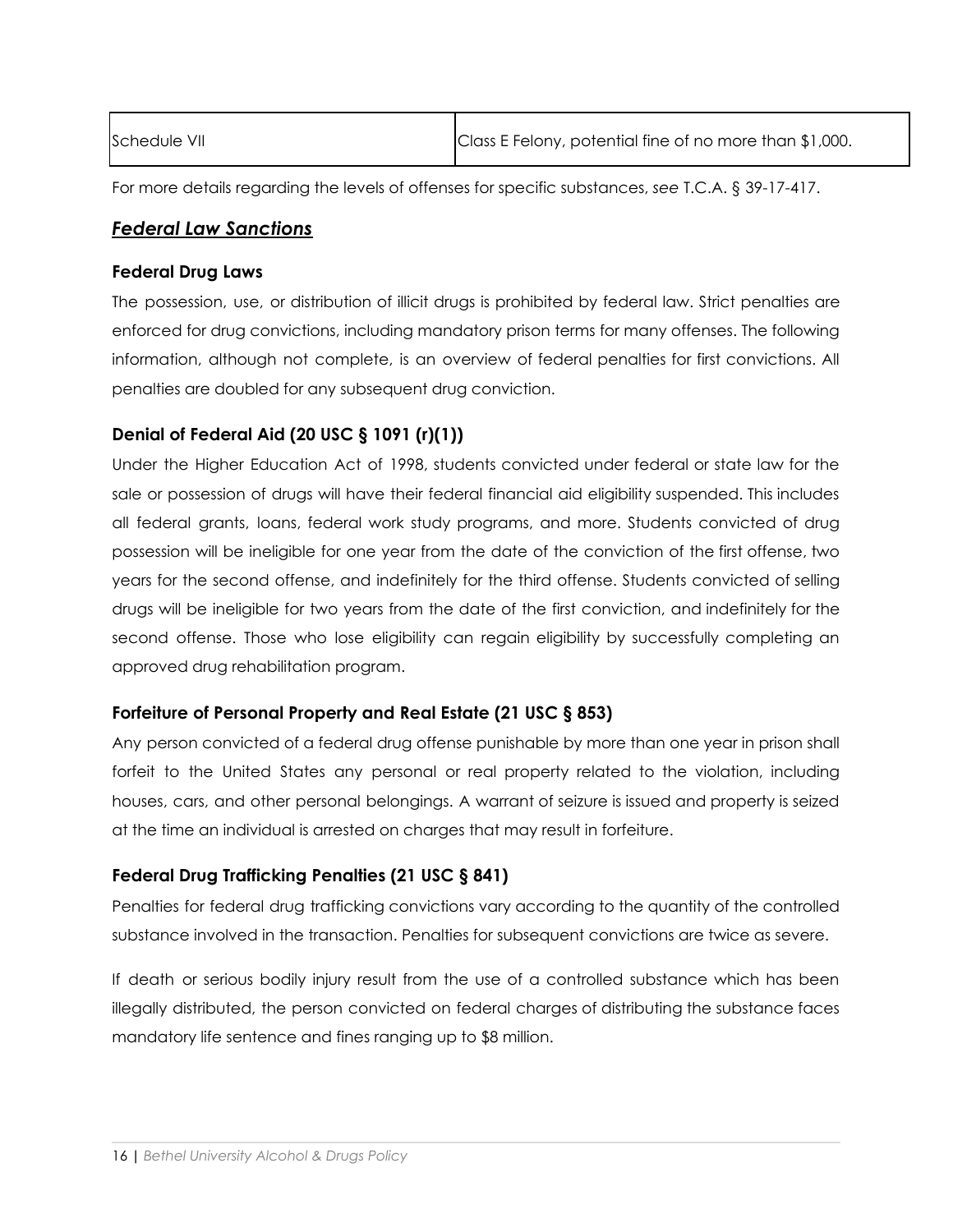| Schedule VII | Class E Felony, potential fine of no more than $1,000. |
|---|---|

For more details regarding the levels of offenses for specific substances, *see* T.C.A. § 39-17-417.

## ***Federal Law Sanctions***

### Federal Drug Laws

The possession, use, or distribution of illicit drugs is prohibited by federal law. Strict penalties are enforced for drug convictions, including mandatory prison terms for many offenses. The following information, although not complete, is an overview of federal penalties for first convictions. All penalties are doubled for any subsequent drug conviction.

### Denial of Federal Aid (20 USC § 1091 (r)(1))

Under the Higher Education Act of 1998, students convicted under federal or state law for the sale or possession of drugs will have their federal financial aid eligibility suspended. This includes all federal grants, loans, federal work study programs, and more. Students convicted of drug possession will be ineligible for one year from the date of the conviction of the first offense, two years for the second offense, and indefinitely for the third offense. Students convicted of selling drugs will be ineligible for two years from the date of the first conviction, and indefinitely for the second offense. Those who lose eligibility can regain eligibility by successfully completing an approved drug rehabilitation program.

### Forfeiture of Personal Property and Real Estate (21 USC § 853)

Any person convicted of a federal drug offense punishable by more than one year in prison shall forfeit to the United States any personal or real property related to the violation, including houses, cars, and other personal belongings. A warrant of seizure is issued and property is seized at the time an individual is arrested on charges that may result in forfeiture.

### Federal Drug Trafficking Penalties (21 USC § 841)

Penalties for federal drug trafficking convictions vary according to the quantity of the controlled substance involved in the transaction. Penalties for subsequent convictions are twice as severe.

If death or serious bodily injury result from the use of a controlled substance which has been illegally distributed, the person convicted on federal charges of distributing the substance faces mandatory life sentence and fines ranging up to $8 million.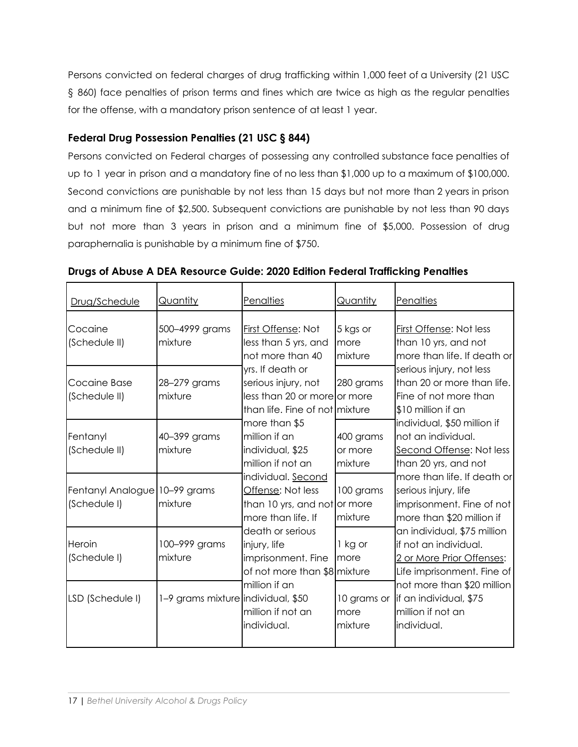Persons convicted on federal charges of drug trafficking within 1,000 feet of a University (21 USC § 860) face penalties of prison terms and fines which are twice as high as the regular penalties for the offense, with a mandatory prison sentence of at least 1 year.

### Federal Drug Possession Penalties (21 USC § 844)

Persons convicted on Federal charges of possessing any controlled substance face penalties of up to 1 year in prison and a mandatory fine of no less than $1,000 up to a maximum of $100,000. Second convictions are punishable by not less than 15 days but not more than 2 years in prison and a minimum fine of $2,500. Subsequent convictions are punishable by not less than 90 days but not more than 3 years in prison and a minimum fine of $5,000. Possession of drug paraphernalia is punishable by a minimum fine of $750.

### Drugs of Abuse A DEA Resource Guide: 2020 Edition Federal Trafficking Penalties

| Drug/Schedule | Quantity | Penalties | Quantity | Penalties |
|---|---|---|---|---|
| Cocaine (Schedule II) | 500–4999 grams mixture | First Offense: Not less than 5 yrs, and not more than 40 yrs. If death or serious injury, not less than 20 or more than life. Fine of not more than $5 million if an individual, $25 million if not an individual. Second Offense: Not less than 10 yrs, and not more than life. If death or serious injury, life imprisonment. Fine of not more than $8 million if an individual, $50 million if not an individual. | 5 kgs or more mixture | First Offense: Not less than 10 yrs, and not more than life. If death or serious injury, not less than 20 or more than life. Fine of not more than $10 million if an individual, $50 million if not an individual. Second Offense: Not less than 20 yrs, and not more than life. If death or serious injury, life imprisonment. Fine of not more than $20 million if an individual, $75 million if not an individual. 2 or More Prior Offenses: Life imprisonment. Fine of not more than $20 million if an individual, $75 million if not an individual. |
| Cocaine Base (Schedule II) | 28–279 grams mixture | | 280 grams or more mixture | |
| Fentanyl (Schedule II) | 40–399 grams mixture | | 400 grams or more mixture | |
| Fentanyl Analogue (Schedule I) | 10–99 grams mixture | | 100 grams or more mixture | |
| Heroin (Schedule I) | 100–999 grams mixture | | 1 kg or more mixture | |
| LSD (Schedule I) | 1–9 grams mixture | | 10 grams or more mixture | |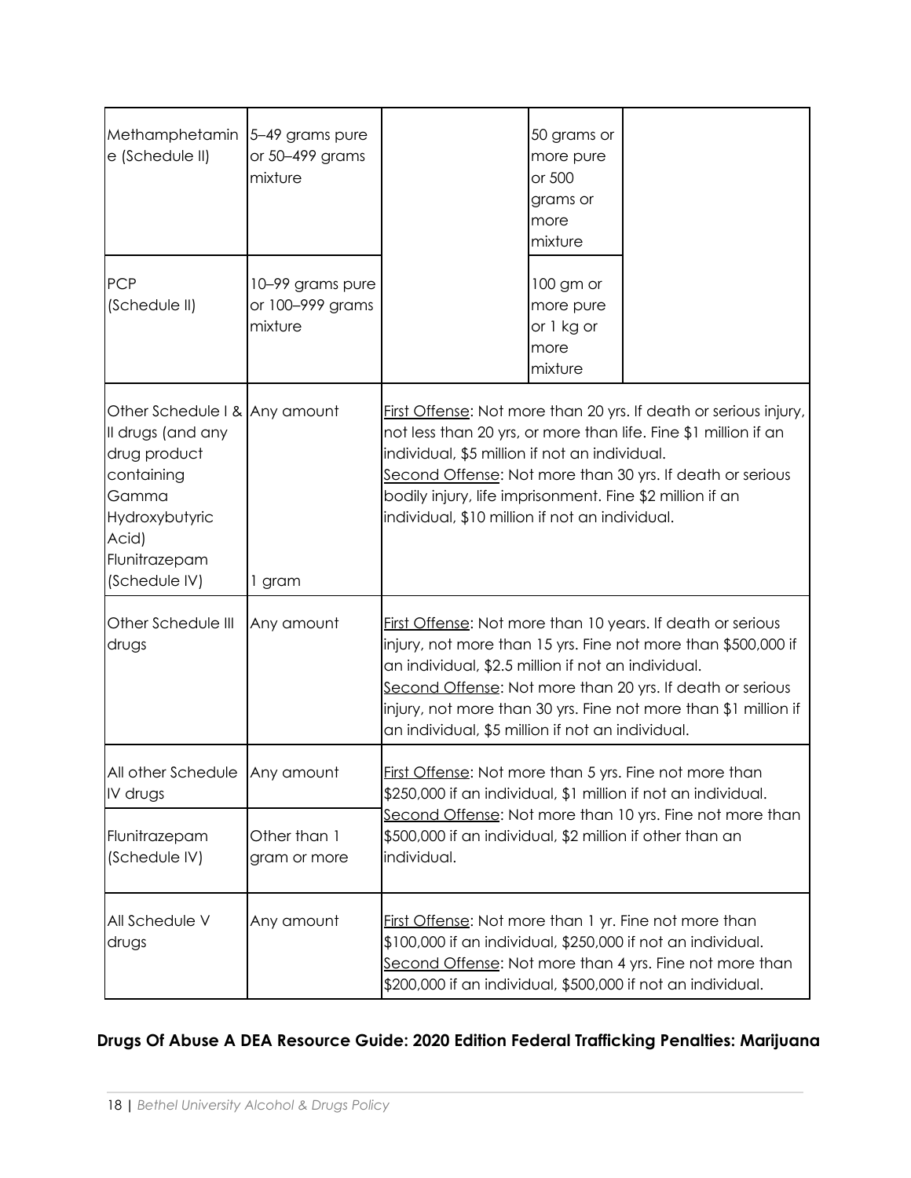| | | | | |
|---|---|---|---|---|
| Methamphetamine (Schedule II) | 5–49 grams pure or 50–499 grams mixture | | 50 grams or more pure or 500 grams or more mixture | |
| PCP (Schedule II) | 10–99 grams pure or 100–999 grams mixture | | 100 gm or more pure or 1 kg or more mixture | |
| Other Schedule I & II drugs (and any drug product containing Gamma Hydroxybutyric Acid) | Any amount | First Offense: Not more than 20 yrs. If death or serious injury, not less than 20 yrs, or more than life. Fine $1 million if an individual, $5 million if not an individual. Second Offense: Not more than 30 yrs. If death or serious bodily injury, life imprisonment. Fine $2 million if an individual, $10 million if not an individual. | | |
| Flunitrazepam (Schedule IV) | 1 gram | | | |
| Other Schedule III drugs | Any amount | First Offense: Not more than 10 years. If death or serious injury, not more than 15 yrs. Fine not more than $500,000 if an individual, $2.5 million if not an individual. Second Offense: Not more than 20 yrs. If death or serious injury, not more than 30 yrs. Fine not more than $1 million if an individual, $5 million if not an individual. | | |
| All other Schedule IV drugs | Any amount | First Offense: Not more than 5 yrs. Fine not more than $250,000 if an individual, $1 million if not an individual. Second Offense: Not more than 10 yrs. Fine not more than $500,000 if an individual, $2 million if other than an individual. | | |
| Flunitrazepam (Schedule IV) | Other than 1 gram or more | | | |
| All Schedule V drugs | Any amount | First Offense: Not more than 1 yr. Fine not more than $100,000 if an individual, $250,000 if not an individual. Second Offense: Not more than 4 yrs. Fine not more than $200,000 if an individual, $500,000 if not an individual. | | |

**Drugs Of Abuse A DEA Resource Guide: 2020 Edition Federal Trafficking Penalties: Marijuana**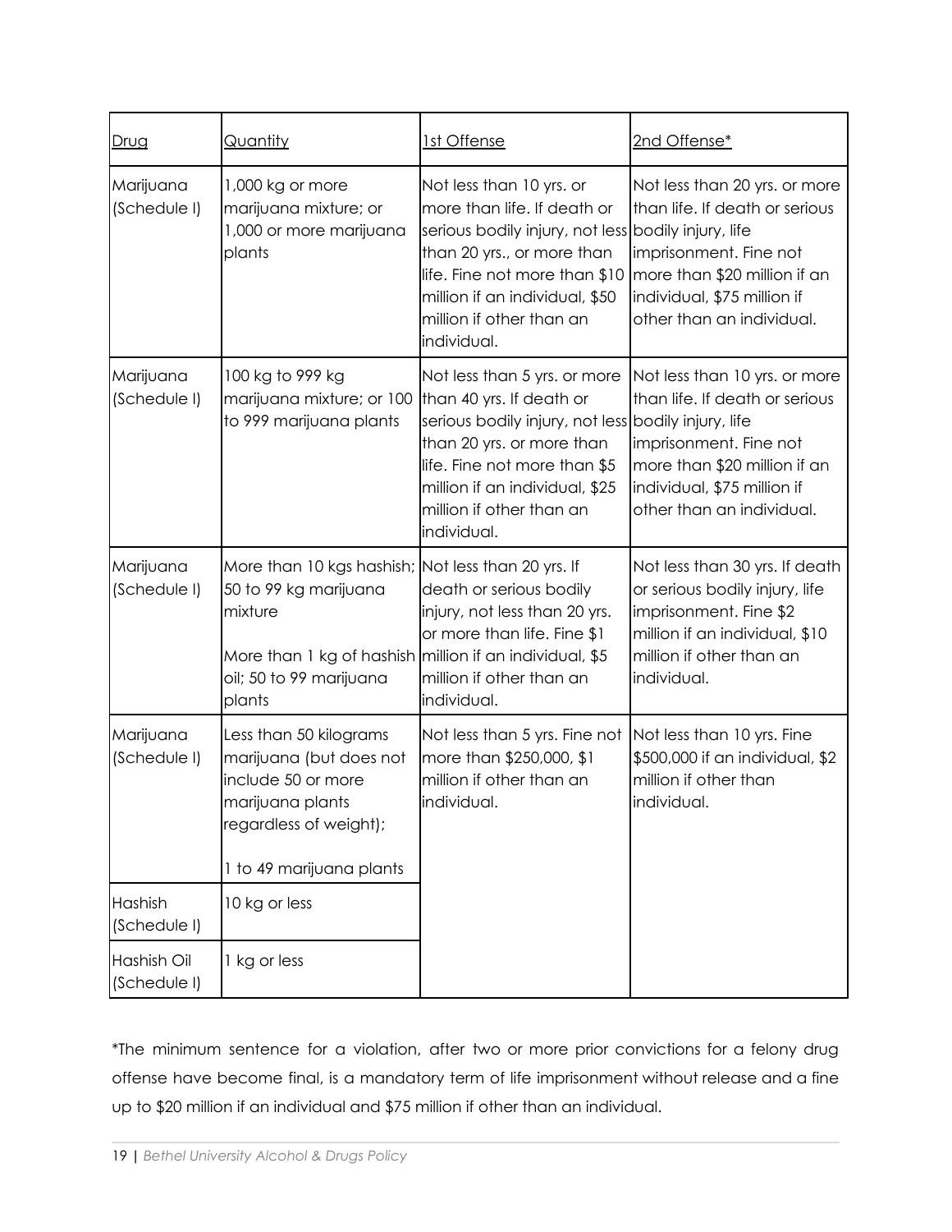| Drug | Quantity | 1st Offense | 2nd Offense* |
|---|---|---|---|
| Marijuana (Schedule I) | 1,000 kg or more marijuana mixture; or 1,000 or more marijuana plants | Not less than 10 yrs. or more than life. If death or serious bodily injury, not less than 20 yrs., or more than life. Fine not more than $10 million if an individual, $50 million if other than an individual. | Not less than 20 yrs. or more than life. If death or serious bodily injury, life imprisonment. Fine not more than $20 million if an individual, $75 million if other than an individual. |
| Marijuana (Schedule I) | 100 kg to 999 kg marijuana mixture; or 100 to 999 marijuana plants | Not less than 5 yrs. or more than 40 yrs. If death or serious bodily injury, not less than 20 yrs. or more than life. Fine not more than $5 million if an individual, $25 million if other than an individual. | Not less than 10 yrs. or more than life. If death or serious bodily injury, life imprisonment. Fine not more than $20 million if an individual, $75 million if other than an individual. |
| Marijuana (Schedule I) | More than 10 kgs hashish; 50 to 99 kg marijuana mixture<br><br>More than 1 kg of hashish oil; 50 to 99 marijuana plants | Not less than 20 yrs. If death or serious bodily injury, not less than 20 yrs. or more than life. Fine $1 million if an individual, $5 million if other than an individual. | Not less than 30 yrs. If death or serious bodily injury, life imprisonment. Fine $2 million if an individual, $10 million if other than an individual. |
| Marijuana (Schedule I) | Less than 50 kilograms marijuana (but does not include 50 or more marijuana plants regardless of weight);<br><br>1 to 49 marijuana plants | Not less than 5 yrs. Fine not more than $250,000, $1 million if other than an individual. | Not less than 10 yrs. Fine $500,000 if an individual, $2 million if other than individual. |
| Hashish (Schedule I) | 10 kg or less | | |
| Hashish Oil (Schedule I) | 1 kg or less | | |

*The minimum sentence for a violation, after two or more prior convictions for a felony drug offense have become final, is a mandatory term of life imprisonment without release and a fine up to $20 million if an individual and $75 million if other than an individual.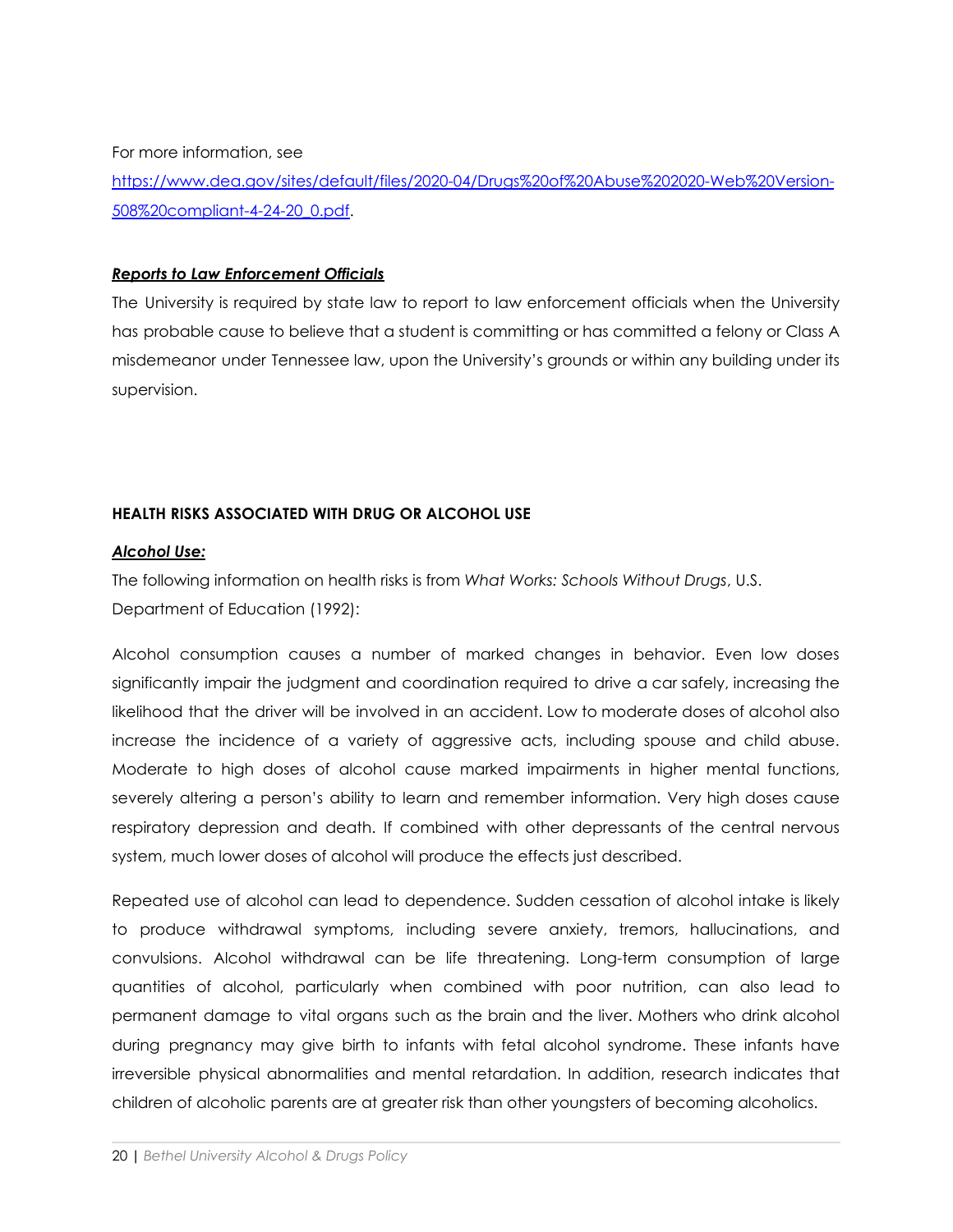For more information, see [https://www.dea.gov/sites/default/files/2020-04/Drugs%20of%20Abuse%202020-Web%20Version-508%20compliant-4-24-20_0.pdf](https://www.dea.gov/sites/default/files/2020-04/Drugs%20of%20Abuse%202020-Web%20Version-508%20compliant-4-24-20_0.pdf).

***Reports to Law Enforcement Officials***

The University is required by state law to report to law enforcement officials when the University has probable cause to believe that a student is committing or has committed a felony or Class A misdemeanor under Tennessee law, upon the University's grounds or within any building under its supervision.

## HEALTH RISKS ASSOCIATED WITH DRUG OR ALCOHOL USE

***Alcohol Use:***

The following information on health risks is from *What Works: Schools Without Drugs*, U.S. Department of Education (1992):

Alcohol consumption causes a number of marked changes in behavior. Even low doses significantly impair the judgment and coordination required to drive a car safely, increasing the likelihood that the driver will be involved in an accident. Low to moderate doses of alcohol also increase the incidence of a variety of aggressive acts, including spouse and child abuse. Moderate to high doses of alcohol cause marked impairments in higher mental functions, severely altering a person's ability to learn and remember information. Very high doses cause respiratory depression and death. If combined with other depressants of the central nervous system, much lower doses of alcohol will produce the effects just described.

Repeated use of alcohol can lead to dependence. Sudden cessation of alcohol intake is likely to produce withdrawal symptoms, including severe anxiety, tremors, hallucinations, and convulsions. Alcohol withdrawal can be life threatening. Long-term consumption of large quantities of alcohol, particularly when combined with poor nutrition, can also lead to permanent damage to vital organs such as the brain and the liver. Mothers who drink alcohol during pregnancy may give birth to infants with fetal alcohol syndrome. These infants have irreversible physical abnormalities and mental retardation. In addition, research indicates that children of alcoholic parents are at greater risk than other youngsters of becoming alcoholics.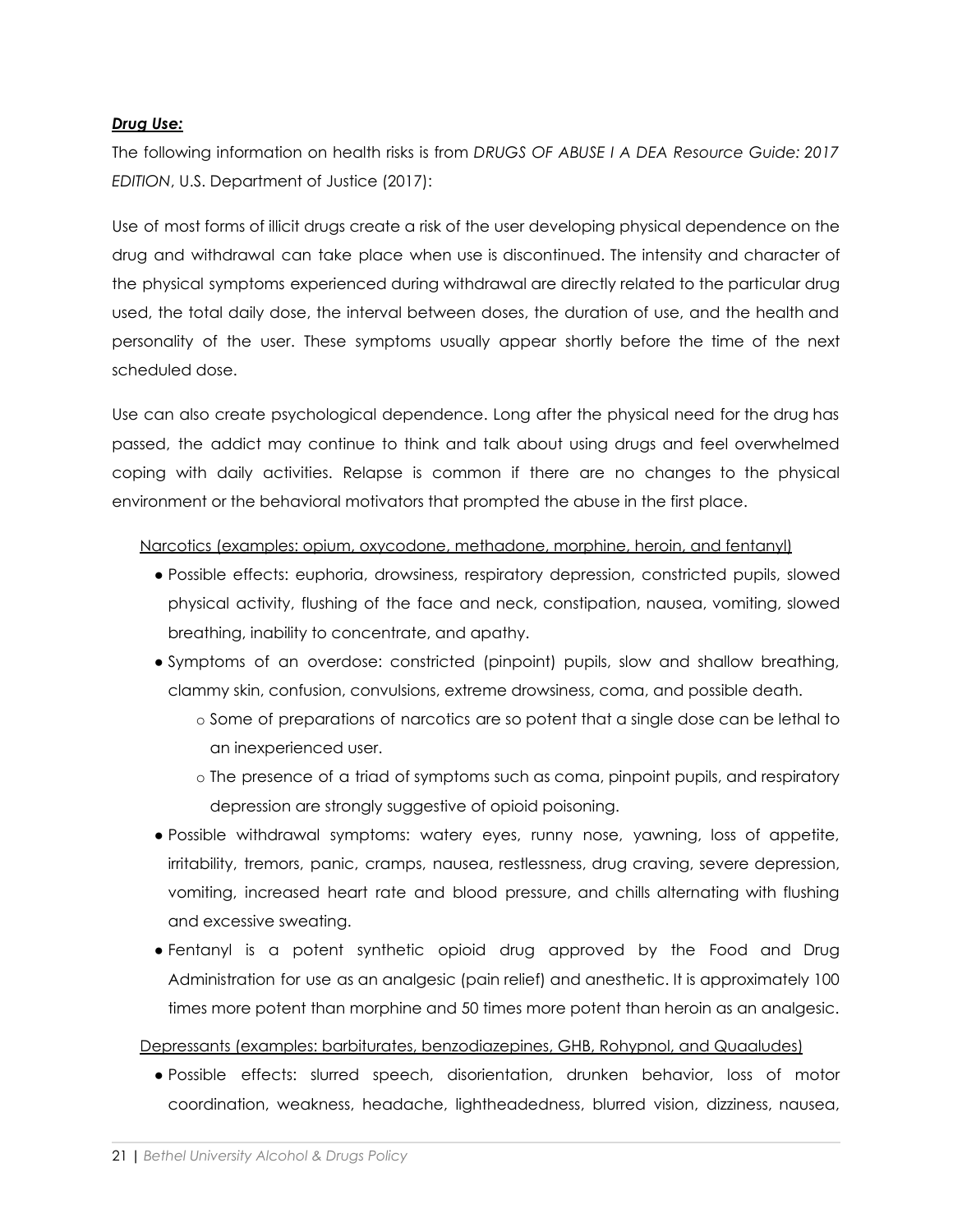***Drug Use:***

The following information on health risks is from *DRUGS OF ABUSE I A DEA Resource Guide: 2017 EDITION*, U.S. Department of Justice (2017):

Use of most forms of illicit drugs create a risk of the user developing physical dependence on the drug and withdrawal can take place when use is discontinued. The intensity and character of the physical symptoms experienced during withdrawal are directly related to the particular drug used, the total daily dose, the interval between doses, the duration of use, and the health and personality of the user. These symptoms usually appear shortly before the time of the next scheduled dose.

Use can also create psychological dependence. Long after the physical need for the drug has passed, the addict may continue to think and talk about using drugs and feel overwhelmed coping with daily activities. Relapse is common if there are no changes to the physical environment or the behavioral motivators that prompted the abuse in the first place.

<u>Narcotics (examples: opium, oxycodone, methadone, morphine, heroin, and fentanyl)</u>

- Possible effects: euphoria, drowsiness, respiratory depression, constricted pupils, slowed physical activity, flushing of the face and neck, constipation, nausea, vomiting, slowed breathing, inability to concentrate, and apathy.
- Symptoms of an overdose: constricted (pinpoint) pupils, slow and shallow breathing, clammy skin, confusion, convulsions, extreme drowsiness, coma, and possible death.
    - Some of preparations of narcotics are so potent that a single dose can be lethal to an inexperienced user.
    - The presence of a triad of symptoms such as coma, pinpoint pupils, and respiratory depression are strongly suggestive of opioid poisoning.
- Possible withdrawal symptoms: watery eyes, runny nose, yawning, loss of appetite, irritability, tremors, panic, cramps, nausea, restlessness, drug craving, severe depression, vomiting, increased heart rate and blood pressure, and chills alternating with flushing and excessive sweating.
- Fentanyl is a potent synthetic opioid drug approved by the Food and Drug Administration for use as an analgesic (pain relief) and anesthetic. It is approximately 100 times more potent than morphine and 50 times more potent than heroin as an analgesic.

<u>Depressants (examples: barbiturates, benzodiazepines, GHB, Rohypnol, and Quaaludes)</u>

- Possible effects: slurred speech, disorientation, drunken behavior, loss of motor coordination, weakness, headache, lightheadedness, blurred vision, dizziness, nausea,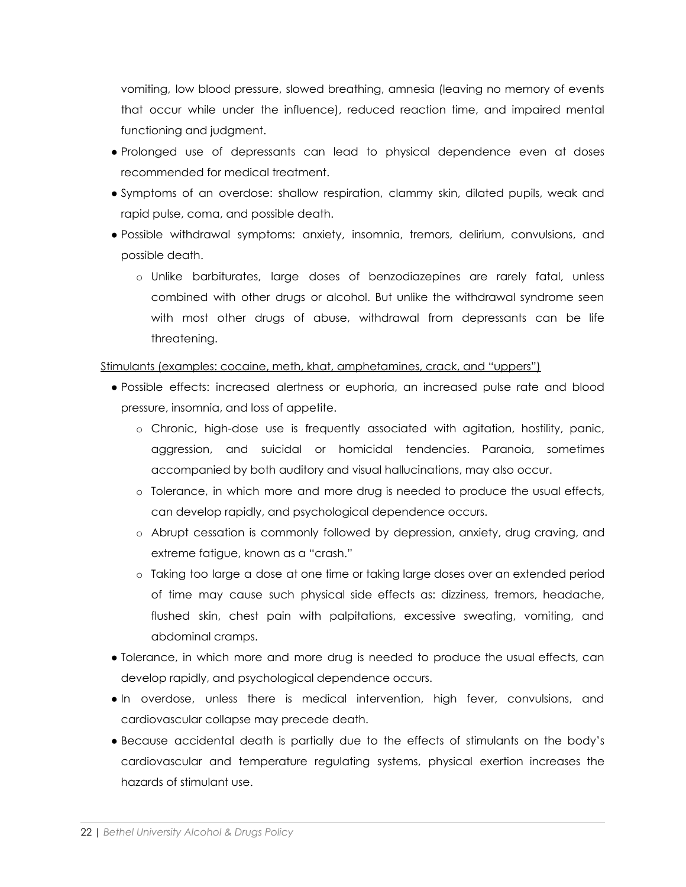vomiting, low blood pressure, slowed breathing, amnesia (leaving no memory of events that occur while under the influence), reduced reaction time, and impaired mental functioning and judgment.

- Prolonged use of depressants can lead to physical dependence even at doses recommended for medical treatment.
- Symptoms of an overdose: shallow respiration, clammy skin, dilated pupils, weak and rapid pulse, coma, and possible death.
- Possible withdrawal symptoms: anxiety, insomnia, tremors, delirium, convulsions, and possible death.
  - Unlike barbiturates, large doses of benzodiazepines are rarely fatal, unless combined with other drugs or alcohol. But unlike the withdrawal syndrome seen with most other drugs of abuse, withdrawal from depressants can be life threatening.

<u>Stimulants (examples: cocaine, meth, khat, amphetamines, crack, and "uppers")</u>

- Possible effects: increased alertness or euphoria, an increased pulse rate and blood pressure, insomnia, and loss of appetite.
  - Chronic, high-dose use is frequently associated with agitation, hostility, panic, aggression, and suicidal or homicidal tendencies. Paranoia, sometimes accompanied by both auditory and visual hallucinations, may also occur.
  - Tolerance, in which more and more drug is needed to produce the usual effects, can develop rapidly, and psychological dependence occurs.
  - Abrupt cessation is commonly followed by depression, anxiety, drug craving, and extreme fatigue, known as a "crash."
  - Taking too large a dose at one time or taking large doses over an extended period of time may cause such physical side effects as: dizziness, tremors, headache, flushed skin, chest pain with palpitations, excessive sweating, vomiting, and abdominal cramps.
- Tolerance, in which more and more drug is needed to produce the usual effects, can develop rapidly, and psychological dependence occurs.
- In overdose, unless there is medical intervention, high fever, convulsions, and cardiovascular collapse may precede death.
- Because accidental death is partially due to the effects of stimulants on the body's cardiovascular and temperature regulating systems, physical exertion increases the hazards of stimulant use.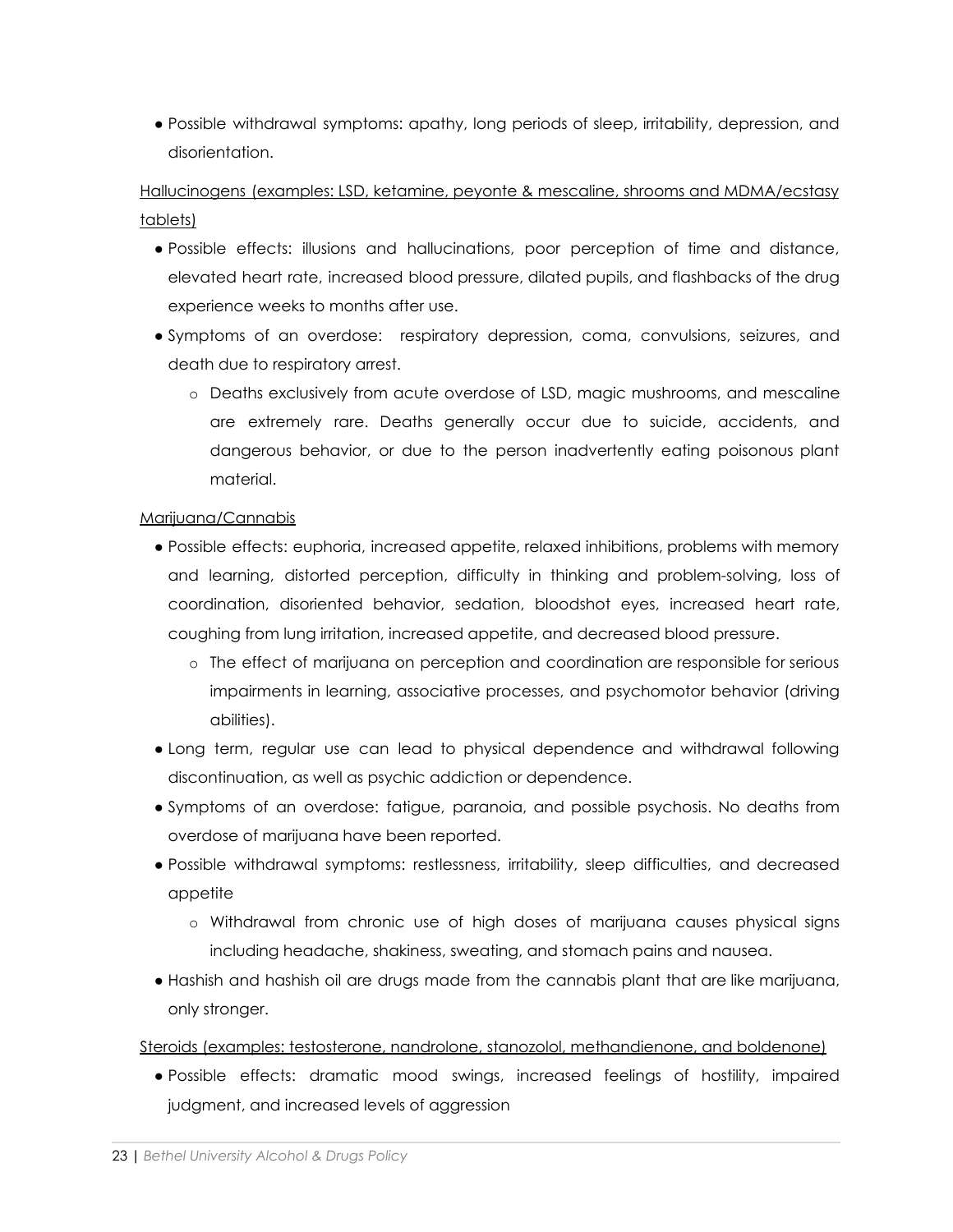- Possible withdrawal symptoms: apathy, long periods of sleep, irritability, depression, and disorientation.

Hallucinogens (examples: LSD, ketamine, peyonte & mescaline, shrooms and MDMA/ecstasy tablets)

- Possible effects: illusions and hallucinations, poor perception of time and distance, elevated heart rate, increased blood pressure, dilated pupils, and flashbacks of the drug experience weeks to months after use.
- Symptoms of an overdose: respiratory depression, coma, convulsions, seizures, and death due to respiratory arrest.
    - Deaths exclusively from acute overdose of LSD, magic mushrooms, and mescaline are extremely rare. Deaths generally occur due to suicide, accidents, and dangerous behavior, or due to the person inadvertently eating poisonous plant material.

Marijuana/Cannabis

- Possible effects: euphoria, increased appetite, relaxed inhibitions, problems with memory and learning, distorted perception, difficulty in thinking and problem-solving, loss of coordination, disoriented behavior, sedation, bloodshot eyes, increased heart rate, coughing from lung irritation, increased appetite, and decreased blood pressure.
    - The effect of marijuana on perception and coordination are responsible for serious impairments in learning, associative processes, and psychomotor behavior (driving abilities).
- Long term, regular use can lead to physical dependence and withdrawal following discontinuation, as well as psychic addiction or dependence.
- Symptoms of an overdose: fatigue, paranoia, and possible psychosis. No deaths from overdose of marijuana have been reported.
- Possible withdrawal symptoms: restlessness, irritability, sleep difficulties, and decreased appetite
    - Withdrawal from chronic use of high doses of marijuana causes physical signs including headache, shakiness, sweating, and stomach pains and nausea.
- Hashish and hashish oil are drugs made from the cannabis plant that are like marijuana, only stronger.

Steroids (examples: testosterone, nandrolone, stanozolol, methandienone, and boldenone)

- Possible effects: dramatic mood swings, increased feelings of hostility, impaired judgment, and increased levels of aggression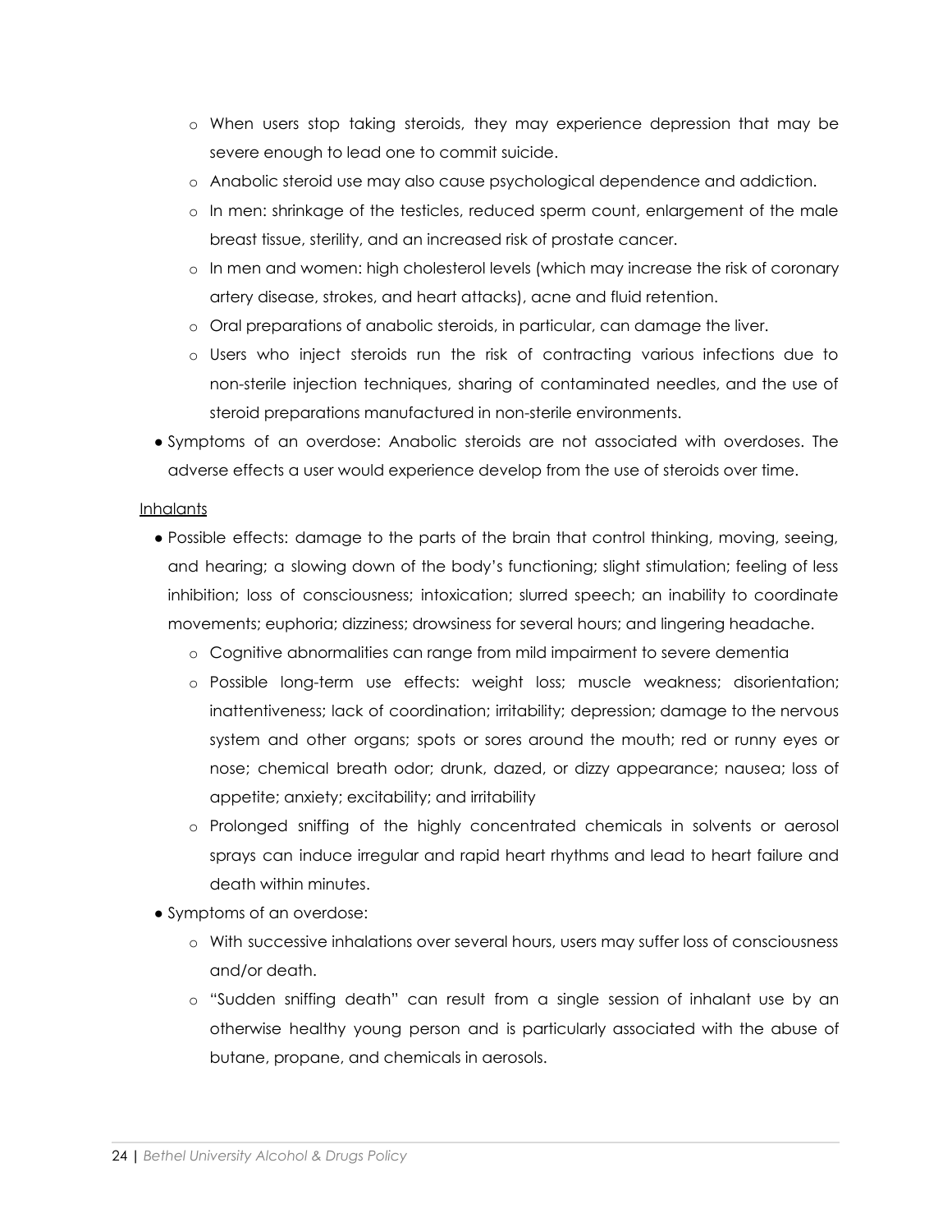- When users stop taking steroids, they may experience depression that may be severe enough to lead one to commit suicide.
  - Anabolic steroid use may also cause psychological dependence and addiction.
  - In men: shrinkage of the testicles, reduced sperm count, enlargement of the male breast tissue, sterility, and an increased risk of prostate cancer.
  - In men and women: high cholesterol levels (which may increase the risk of coronary artery disease, strokes, and heart attacks), acne and fluid retention.
  - Oral preparations of anabolic steroids, in particular, can damage the liver.
  - Users who inject steroids run the risk of contracting various infections due to non-sterile injection techniques, sharing of contaminated needles, and the use of steroid preparations manufactured in non-sterile environments.
- Symptoms of an overdose: Anabolic steroids are not associated with overdoses. The adverse effects a user would experience develop from the use of steroids over time.

<u>Inhalants</u>

- Possible effects: damage to the parts of the brain that control thinking, moving, seeing, and hearing; a slowing down of the body's functioning; slight stimulation; feeling of less inhibition; loss of consciousness; intoxication; slurred speech; an inability to coordinate movements; euphoria; dizziness; drowsiness for several hours; and lingering headache.
  - Cognitive abnormalities can range from mild impairment to severe dementia
  - Possible long-term use effects: weight loss; muscle weakness; disorientation; inattentiveness; lack of coordination; irritability; depression; damage to the nervous system and other organs; spots or sores around the mouth; red or runny eyes or nose; chemical breath odor; drunk, dazed, or dizzy appearance; nausea; loss of appetite; anxiety; excitability; and irritability
  - Prolonged sniffing of the highly concentrated chemicals in solvents or aerosol sprays can induce irregular and rapid heart rhythms and lead to heart failure and death within minutes.
- Symptoms of an overdose:
  - With successive inhalations over several hours, users may suffer loss of consciousness and/or death.
  - "Sudden sniffing death" can result from a single session of inhalant use by an otherwise healthy young person and is particularly associated with the abuse of butane, propane, and chemicals in aerosols.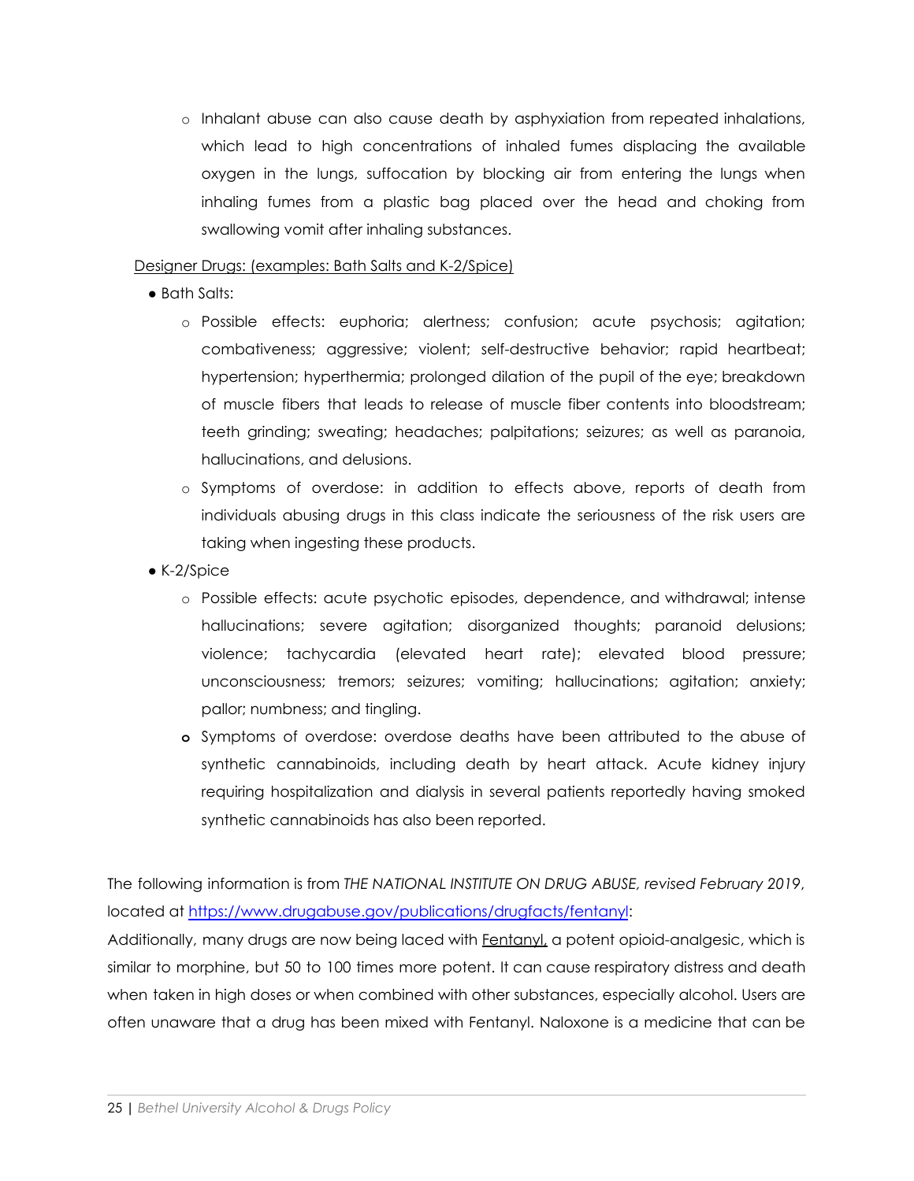- Inhalant abuse can also cause death by asphyxiation from repeated inhalations, which lead to high concentrations of inhaled fumes displacing the available oxygen in the lungs, suffocation by blocking air from entering the lungs when inhaling fumes from a plastic bag placed over the head and choking from swallowing vomit after inhaling substances.

<u>Designer Drugs: (examples: Bath Salts and K-2/Spice)</u>

- Bath Salts:
  - Possible effects: euphoria; alertness; confusion; acute psychosis; agitation; combativeness; aggressive; violent; self-destructive behavior; rapid heartbeat; hypertension; hyperthermia; prolonged dilation of the pupil of the eye; breakdown of muscle fibers that leads to release of muscle fiber contents into bloodstream; teeth grinding; sweating; headaches; palpitations; seizures; as well as paranoia, hallucinations, and delusions.
  - Symptoms of overdose: in addition to effects above, reports of death from individuals abusing drugs in this class indicate the seriousness of the risk users are taking when ingesting these products.
- K-2/Spice
  - Possible effects: acute psychotic episodes, dependence, and withdrawal; intense hallucinations; severe agitation; disorganized thoughts; paranoid delusions; violence; tachycardia (elevated heart rate); elevated blood pressure; unconsciousness; tremors; seizures; vomiting; hallucinations; agitation; anxiety; pallor; numbness; and tingling.
  - Symptoms of overdose: overdose deaths have been attributed to the abuse of synthetic cannabinoids, including death by heart attack. Acute kidney injury requiring hospitalization and dialysis in several patients reportedly having smoked synthetic cannabinoids has also been reported.

The following information is from *THE NATIONAL INSTITUTE ON DRUG ABUSE, revised February 2019*, located at https://www.drugabuse.gov/publications/drugfacts/fentanyl:
Additionally, many drugs are now being laced with <u>Fentanyl,</u> a potent opioid-analgesic, which is similar to morphine, but 50 to 100 times more potent. It can cause respiratory distress and death when taken in high doses or when combined with other substances, especially alcohol. Users are often unaware that a drug has been mixed with Fentanyl. Naloxone is a medicine that can be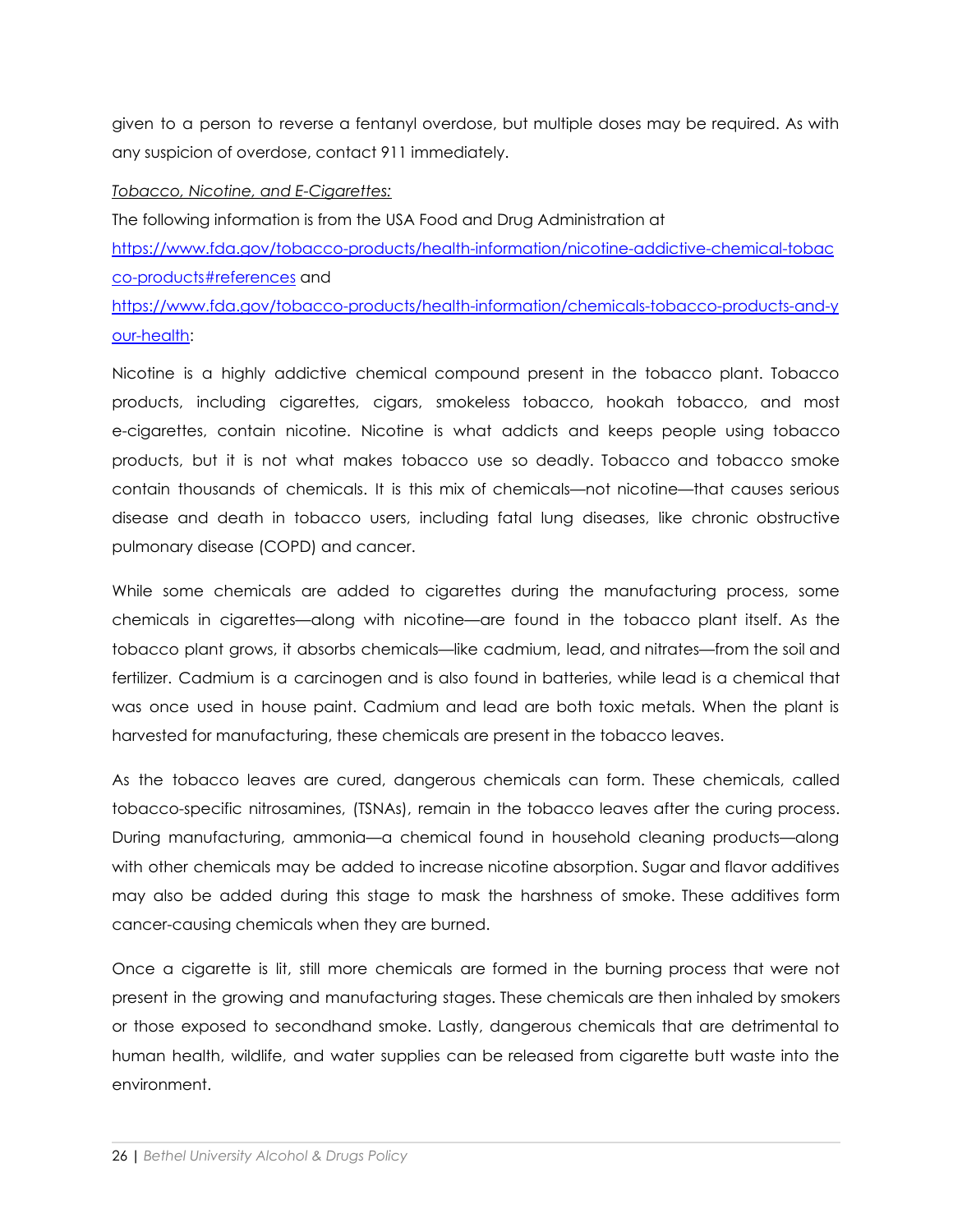given to a person to reverse a fentanyl overdose, but multiple doses may be required. As with any suspicion of overdose, contact 911 immediately.

*Tobacco, Nicotine, and E-Cigarettes:*

The following information is from the USA Food and Drug Administration at [https://www.fda.gov/tobacco-products/health-information/nicotine-addictive-chemical-tobacco-products#references](https://www.fda.gov/tobacco-products/health-information/nicotine-addictive-chemical-tobacco-products#references) and [https://www.fda.gov/tobacco-products/health-information/chemicals-tobacco-products-and-your-health](https://www.fda.gov/tobacco-products/health-information/chemicals-tobacco-products-and-your-health):

Nicotine is a highly addictive chemical compound present in the tobacco plant. Tobacco products, including cigarettes, cigars, smokeless tobacco, hookah tobacco, and most e-cigarettes, contain nicotine. Nicotine is what addicts and keeps people using tobacco products, but it is not what makes tobacco use so deadly. Tobacco and tobacco smoke contain thousands of chemicals. It is this mix of chemicals—not nicotine—that causes serious disease and death in tobacco users, including fatal lung diseases, like chronic obstructive pulmonary disease (COPD) and cancer.

While some chemicals are added to cigarettes during the manufacturing process, some chemicals in cigarettes—along with nicotine—are found in the tobacco plant itself. As the tobacco plant grows, it absorbs chemicals—like cadmium, lead, and nitrates—from the soil and fertilizer. Cadmium is a carcinogen and is also found in batteries, while lead is a chemical that was once used in house paint. Cadmium and lead are both toxic metals. When the plant is harvested for manufacturing, these chemicals are present in the tobacco leaves.

As the tobacco leaves are cured, dangerous chemicals can form. These chemicals, called tobacco-specific nitrosamines, (TSNAs), remain in the tobacco leaves after the curing process. During manufacturing, ammonia—a chemical found in household cleaning products—along with other chemicals may be added to increase nicotine absorption. Sugar and flavor additives may also be added during this stage to mask the harshness of smoke. These additives form cancer-causing chemicals when they are burned.

Once a cigarette is lit, still more chemicals are formed in the burning process that were not present in the growing and manufacturing stages. These chemicals are then inhaled by smokers or those exposed to secondhand smoke. Lastly, dangerous chemicals that are detrimental to human health, wildlife, and water supplies can be released from cigarette butt waste into the environment.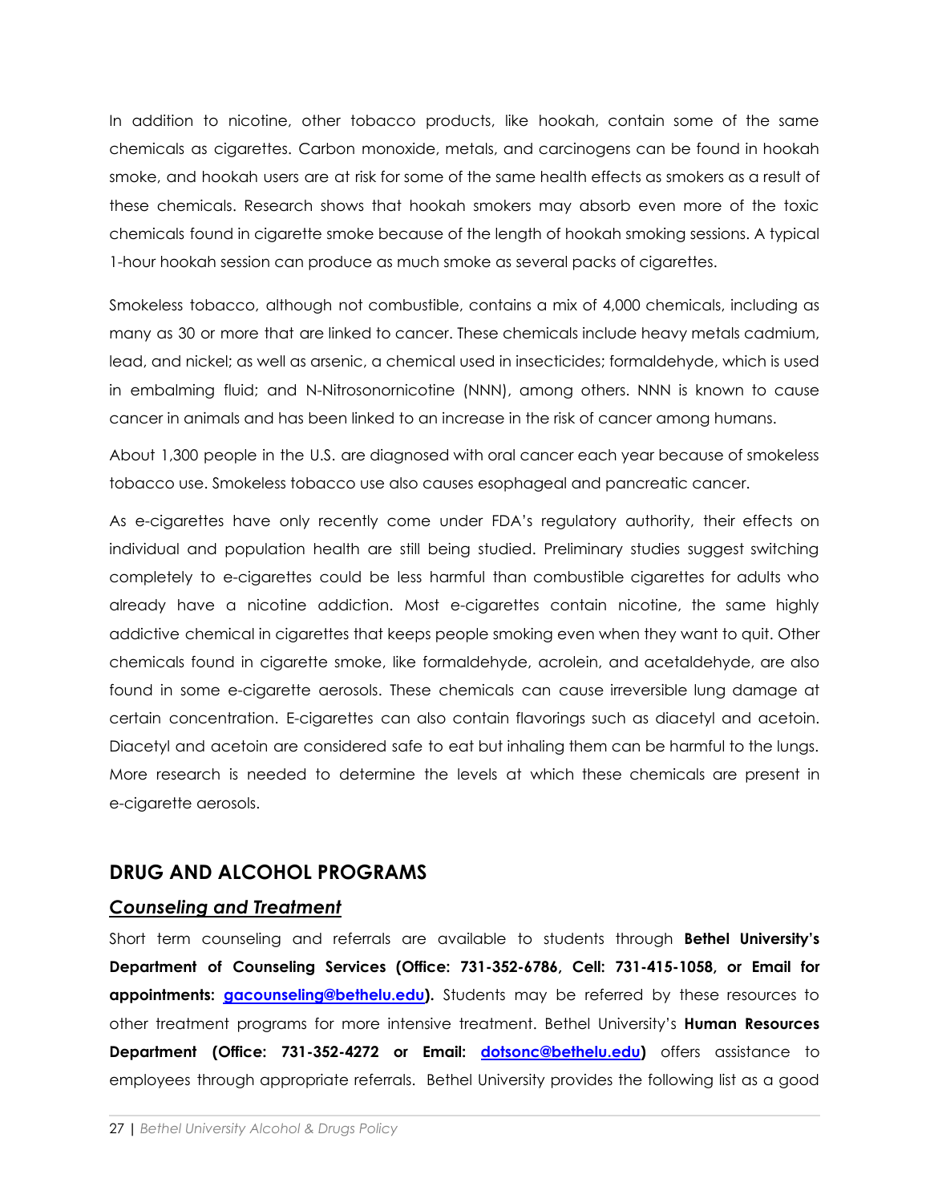In addition to nicotine, other tobacco products, like hookah, contain some of the same chemicals as cigarettes. Carbon monoxide, metals, and carcinogens can be found in hookah smoke, and hookah users are at risk for some of the same health effects as smokers as a result of these chemicals. Research shows that hookah smokers may absorb even more of the toxic chemicals found in cigarette smoke because of the length of hookah smoking sessions. A typical 1-hour hookah session can produce as much smoke as several packs of cigarettes.

Smokeless tobacco, although not combustible, contains a mix of 4,000 chemicals, including as many as 30 or more that are linked to cancer. These chemicals include heavy metals cadmium, lead, and nickel; as well as arsenic, a chemical used in insecticides; formaldehyde, which is used in embalming fluid; and N-Nitrosonornicotine (NNN), among others. NNN is known to cause cancer in animals and has been linked to an increase in the risk of cancer among humans.

About 1,300 people in the U.S. are diagnosed with oral cancer each year because of smokeless tobacco use. Smokeless tobacco use also causes esophageal and pancreatic cancer.

As e-cigarettes have only recently come under FDA's regulatory authority, their effects on individual and population health are still being studied. Preliminary studies suggest switching completely to e-cigarettes could be less harmful than combustible cigarettes for adults who already have a nicotine addiction. Most e-cigarettes contain nicotine, the same highly addictive chemical in cigarettes that keeps people smoking even when they want to quit. Other chemicals found in cigarette smoke, like formaldehyde, acrolein, and acetaldehyde, are also found in some e-cigarette aerosols. These chemicals can cause irreversible lung damage at certain concentration. E-cigarettes can also contain flavorings such as diacetyl and acetoin. Diacetyl and acetoin are considered safe to eat but inhaling them can be harmful to the lungs. More research is needed to determine the levels at which these chemicals are present in e-cigarette aerosols.

## DRUG AND ALCOHOL PROGRAMS

### *Counseling and Treatment*

Short term counseling and referrals are available to students through **Bethel University's Department of Counseling Services (Office: 731-352-6786, Cell: 731-415-1058, or Email for appointments: gacounseling@bethelu.edu).** Students may be referred by these resources to other treatment programs for more intensive treatment. Bethel University's **Human Resources Department (Office: 731-352-4272 or Email: dotsonc@bethelu.edu)** offers assistance to employees through appropriate referrals. Bethel University provides the following list as a good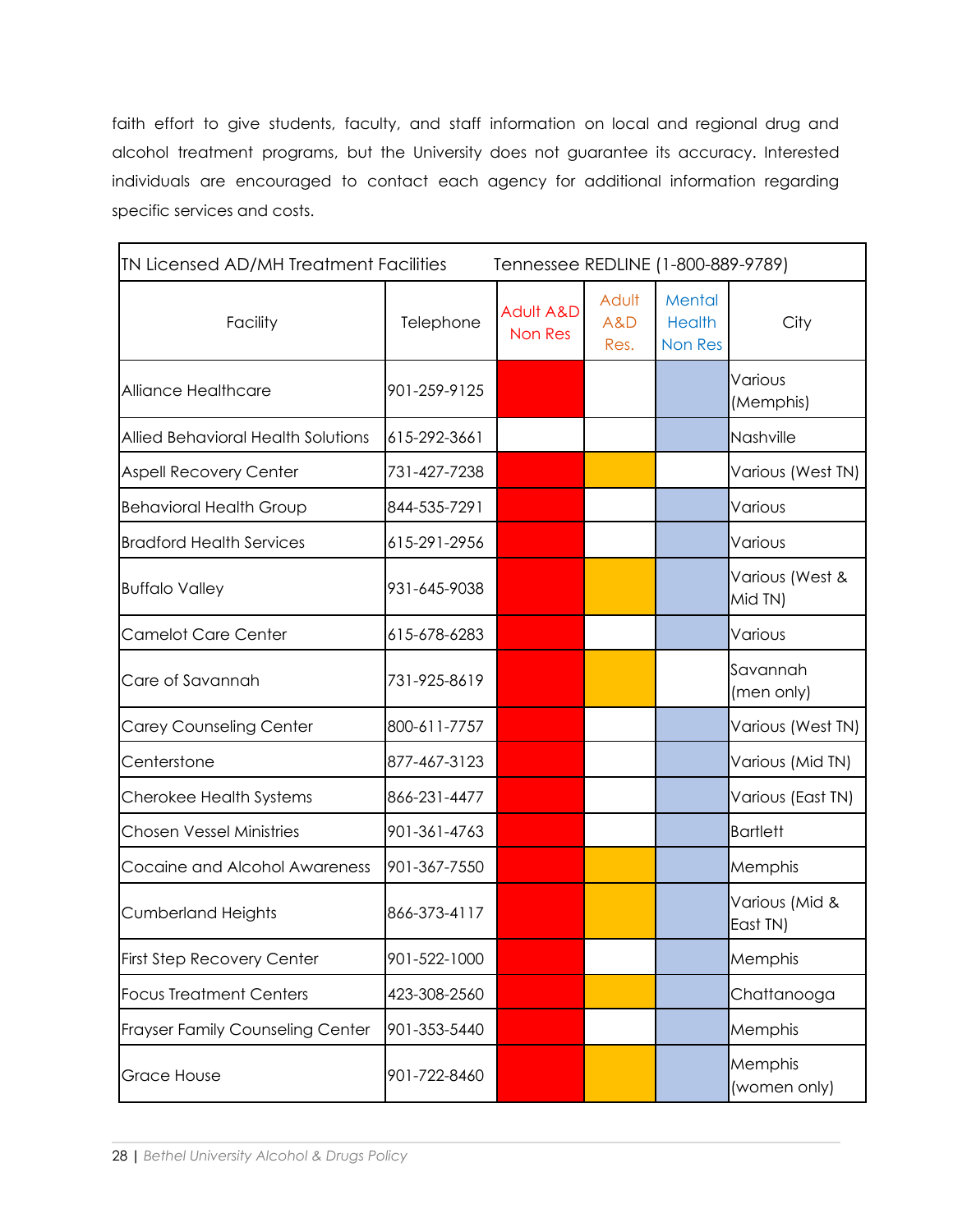faith effort to give students, faculty, and staff information on local and regional drug and alcohol treatment programs, but the University does not guarantee its accuracy. Interested individuals are encouraged to contact each agency for additional information regarding specific services and costs.

| TN Licensed AD/MH Treatment Facilities | Tennessee REDLINE (1-800-889-9789) | | | | |
|---|---|---|---|---|---|
| Facility | Telephone | Adult A&D Non Res | Adult A&D Res. | Mental Health Non Res | City |
| Alliance Healthcare | 901-259-9125 | X | | X | Various (Memphis) |
| Allied Behavioral Health Solutions | 615-292-3661 | | | X | Nashville |
| Aspell Recovery Center | 731-427-7238 | X | X | | Various (West TN) |
| Behavioral Health Group | 844-535-7291 | X | | X | Various |
| Bradford Health Services | 615-291-2956 | X | | X | Various |
| Buffalo Valley | 931-645-9038 | X | X | X | Various (West & Mid TN) |
| Camelot Care Center | 615-678-6283 | X | | X | Various |
| Care of Savannah | 731-925-8619 | X | X | | Savannah (men only) |
| Carey Counseling Center | 800-611-7757 | X | | X | Various (West TN) |
| Centerstone | 877-467-3123 | X | | X | Various (Mid TN) |
| Cherokee Health Systems | 866-231-4477 | X | | X | Various (East TN) |
| Chosen Vessel Ministries | 901-361-4763 | X | | X | Bartlett |
| Cocaine and Alcohol Awareness | 901-367-7550 | X | X | X | Memphis |
| Cumberland Heights | 866-373-4117 | X | X | X | Various (Mid & East TN) |
| First Step Recovery Center | 901-522-1000 | X | | X | Memphis |
| Focus Treatment Centers | 423-308-2560 | X | X | X | Chattanooga |
| Frayser Family Counseling Center | 901-353-5440 | X | | X | Memphis |
| Grace House | 901-722-8460 | X | X | X | Memphis (women only) |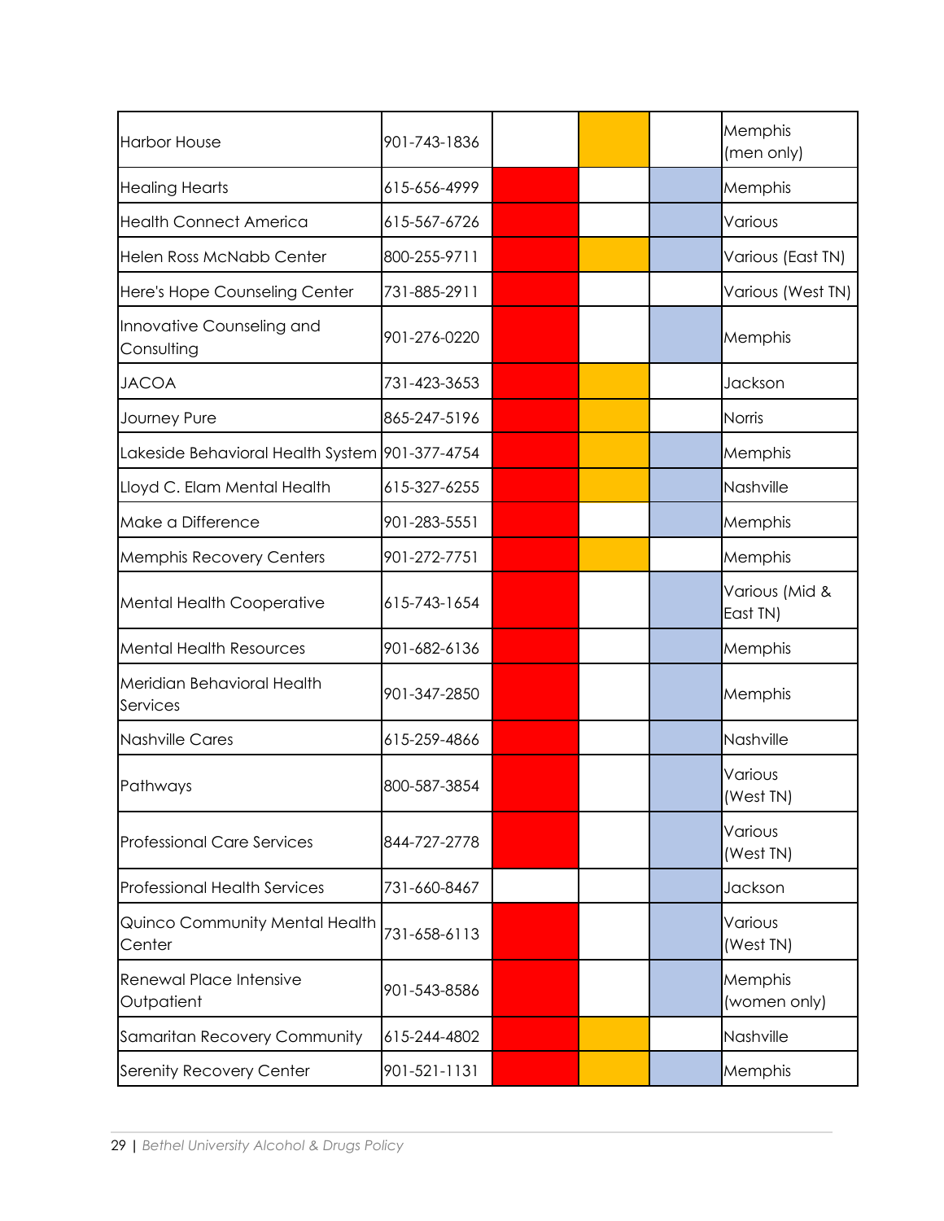| | | | | | |
|---|---|---|---|---|---|
| Harbor House | 901-743-1836 | | | | Memphis (men only) |
| Healing Hearts | 615-656-4999 | | | | Memphis |
| Health Connect America | 615-567-6726 | | | | Various |
| Helen Ross McNabb Center | 800-255-9711 | | | | Various (East TN) |
| Here's Hope Counseling Center | 731-885-2911 | | | | Various (West TN) |
| Innovative Counseling and Consulting | 901-276-0220 | | | | Memphis |
| JACOA | 731-423-3653 | | | | Jackson |
| Journey Pure | 865-247-5196 | | | | Norris |
| Lakeside Behavioral Health System | 901-377-4754 | | | | Memphis |
| Lloyd C. Elam Mental Health | 615-327-6255 | | | | Nashville |
| Make a Difference | 901-283-5551 | | | | Memphis |
| Memphis Recovery Centers | 901-272-7751 | | | | Memphis |
| Mental Health Cooperative | 615-743-1654 | | | | Various (Mid & East TN) |
| Mental Health Resources | 901-682-6136 | | | | Memphis |
| Meridian Behavioral Health Services | 901-347-2850 | | | | Memphis |
| Nashville Cares | 615-259-4866 | | | | Nashville |
| Pathways | 800-587-3854 | | | | Various (West TN) |
| Professional Care Services | 844-727-2778 | | | | Various (West TN) |
| Professional Health Services | 731-660-8467 | | | | Jackson |
| Quinco Community Mental Health Center | 731-658-6113 | | | | Various (West TN) |
| Renewal Place Intensive Outpatient | 901-543-8586 | | | | Memphis (women only) |
| Samaritan Recovery Community | 615-244-4802 | | | | Nashville |
| Serenity Recovery Center | 901-521-1131 | | | | Memphis |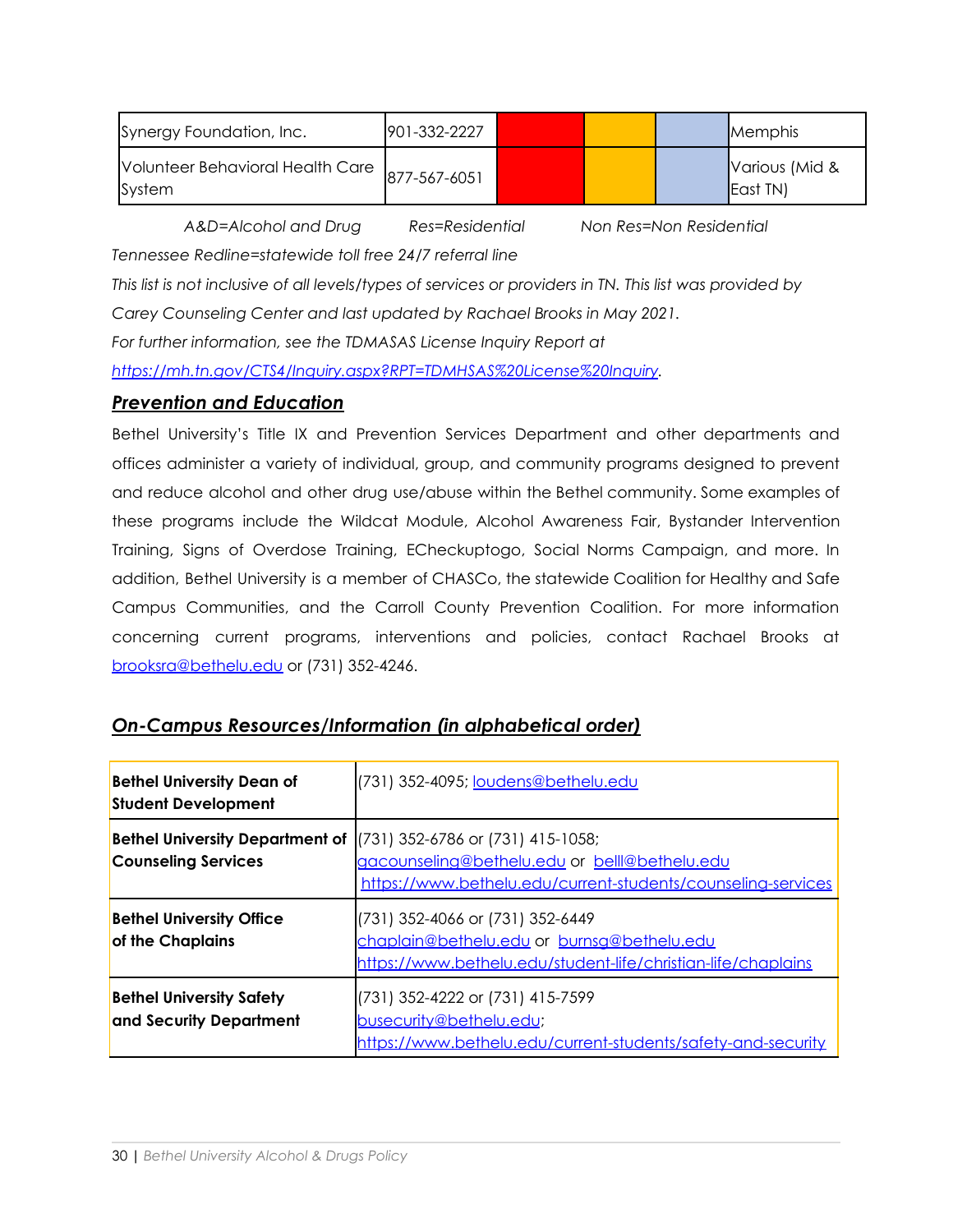| | | | | | |
|---|---|---|---|---|---|
| Synergy Foundation, Inc. | 901-332-2227 | | | | Memphis |
| Volunteer Behavioral Health Care System | 877-567-6051 | | | | Various (Mid & East TN) |

*A&D=Alcohol and Drug Res=Residential Non Res=Non Residential*

*Tennessee Redline=statewide toll free 24/7 referral line*

*This list is not inclusive of all levels/types of services or providers in TN. This list was provided by Carey Counseling Center and last updated by Rachael Brooks in May 2021.*

*For further information, see the TDMASAS License Inquiry Report at https://mh.tn.gov/CTS4/Inquiry.aspx?RPT=TDMHSAS%20License%20Inquiry.*

## ***Prevention and Education***

Bethel University's Title IX and Prevention Services Department and other departments and offices administer a variety of individual, group, and community programs designed to prevent and reduce alcohol and other drug use/abuse within the Bethel community. Some examples of these programs include the Wildcat Module, Alcohol Awareness Fair, Bystander Intervention Training, Signs of Overdose Training, ECheckuptogo, Social Norms Campaign, and more. In addition, Bethel University is a member of CHASCo, the statewide Coalition for Healthy and Safe Campus Communities, and the Carroll County Prevention Coalition. For more information concerning current programs, interventions and policies, contact Rachael Brooks at brooksra@bethelu.edu or (731) 352-4246.

## ***On-Campus Resources/Information (in alphabetical order)***

| | |
|---|---|
| **Bethel University Dean of Student Development** | (731) 352-4095; loudens@bethelu.edu |
| **Bethel University Department of Counseling Services** | (731) 352-6786 or (731) 415-1058; gacounseling@bethelu.edu or belll@bethelu.edu https://www.bethelu.edu/current-students/counseling-services |
| **Bethel University Office of the Chaplains** | (731) 352-4066 or (731) 352-6449 chaplain@bethelu.edu or burnsg@bethelu.edu https://www.bethelu.edu/student-life/christian-life/chaplains |
| **Bethel University Safety and Security Department** | (731) 352-4222 or (731) 415-7599 busecurity@bethelu.edu; https://www.bethelu.edu/current-students/safety-and-security |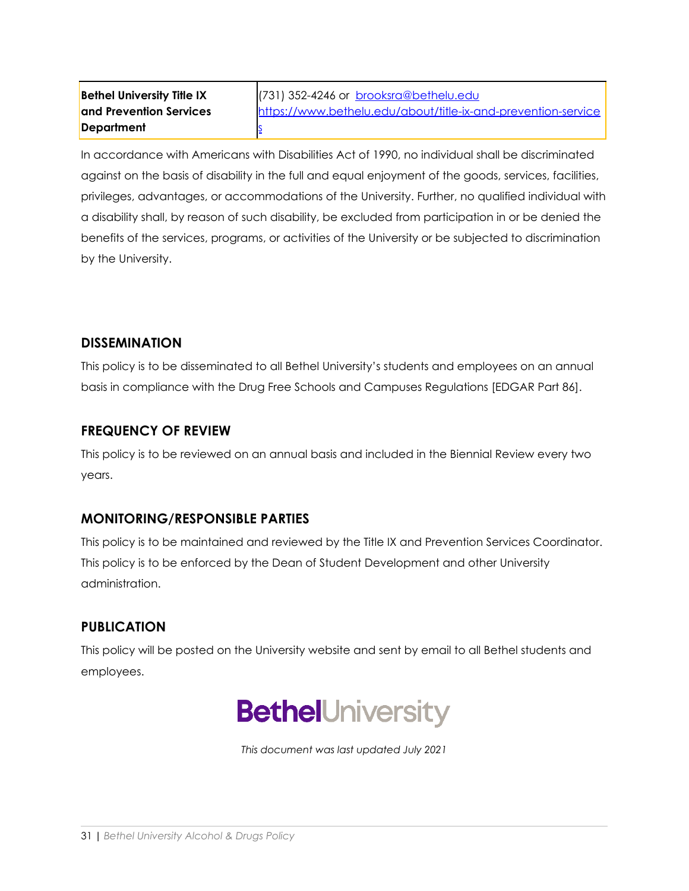| | |
|---|---|
| **Bethel University Title IX and Prevention Services Department** | (731) 352-4246 or brooksra@bethelu.edu https://www.bethelu.edu/about/title-ix-and-prevention-services |

In accordance with Americans with Disabilities Act of 1990, no individual shall be discriminated against on the basis of disability in the full and equal enjoyment of the goods, services, facilities, privileges, advantages, or accommodations of the University. Further, no qualified individual with a disability shall, by reason of such disability, be excluded from participation in or be denied the benefits of the services, programs, or activities of the University or be subjected to discrimination by the University.

## DISSEMINATION

This policy is to be disseminated to all Bethel University's students and employees on an annual basis in compliance with the Drug Free Schools and Campuses Regulations [EDGAR Part 86].

## FREQUENCY OF REVIEW

This policy is to be reviewed on an annual basis and included in the Biennial Review every two years.

## MONITORING/RESPONSIBLE PARTIES

This policy is to be maintained and reviewed by the Title IX and Prevention Services Coordinator. This policy is to be enforced by the Dean of Student Development and other University administration.

## PUBLICATION

This policy will be posted on the University website and sent by email to all Bethel students and employees.

BethelUniversity

*This document was last updated July 2021*